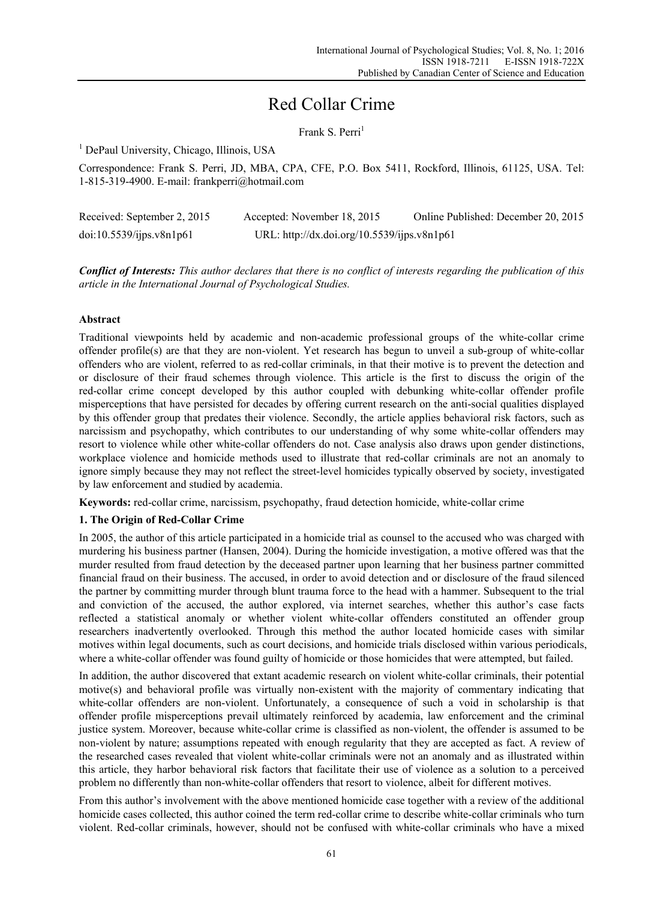# Red Collar Crime

Frank S. Perri[1]

[1] DePaul University, Chicago, Illinois, USA

Correspondence: Frank S. Perri, JD, MBA, CPA, CFE, P.O. Box 5411, Rockford, Illinois, 61125, USA. Tel: 1-815-319-4900. E-mail: frankperri@hotmail.com

| | | |
|---|---|---|
| Received: September 2, 2015 | Accepted: November 18, 2015 | Online Published: December 20, 2015 |
| doi:10.5539/ijps.v8n1p61 | URL: http://dx.doi.org/10.5539/ijps.v8n1p61 | |

***Conflict of Interests:*** *This author declares that there is no conflict of interests regarding the publication of this article in the International Journal of Psychological Studies.*

**Abstract**

Traditional viewpoints held by academic and non-academic professional groups of the white-collar crime offender profile(s) are that they are non-violent. Yet research has begun to unveil a sub-group of white-collar offenders who are violent, referred to as red-collar criminals, in that their motive is to prevent the detection and or disclosure of their fraud schemes through violence. This article is the first to discuss the origin of the red-collar crime concept developed by this author coupled with debunking white-collar offender profile misperceptions that have persisted for decades by offering current research on the anti-social qualities displayed by this offender group that predates their violence. Secondly, the article applies behavioral risk factors, such as narcissism and psychopathy, which contributes to our understanding of why some white-collar offenders may resort to violence while other white-collar offenders do not. Case analysis also draws upon gender distinctions, workplace violence and homicide methods used to illustrate that red-collar criminals are not an anomaly to ignore simply because they may not reflect the street-level homicides typically observed by society, investigated by law enforcement and studied by academia.

**Keywords:** red-collar crime, narcissism, psychopathy, fraud detection homicide, white-collar crime

## 1. The Origin of Red-Collar Crime

In 2005, the author of this article participated in a homicide trial as counsel to the accused who was charged with murdering his business partner (Hansen, 2004). During the homicide investigation, a motive offered was that the murder resulted from fraud detection by the deceased partner upon learning that her business partner committed financial fraud on their business. The accused, in order to avoid detection and or disclosure of the fraud silenced the partner by committing murder through blunt trauma force to the head with a hammer. Subsequent to the trial and conviction of the accused, the author explored, via internet searches, whether this author's case facts reflected a statistical anomaly or whether violent white-collar offenders constituted an offender group researchers inadvertently overlooked. Through this method the author located homicide cases with similar motives within legal documents, such as court decisions, and homicide trials disclosed within various periodicals, where a white-collar offender was found guilty of homicide or those homicides that were attempted, but failed.

In addition, the author discovered that extant academic research on violent white-collar criminals, their potential motive(s) and behavioral profile was virtually non-existent with the majority of commentary indicating that white-collar offenders are non-violent. Unfortunately, a consequence of such a void in scholarship is that offender profile misperceptions prevail ultimately reinforced by academia, law enforcement and the criminal justice system. Moreover, because white-collar crime is classified as non-violent, the offender is assumed to be non-violent by nature; assumptions repeated with enough regularity that they are accepted as fact. A review of the researched cases revealed that violent white-collar criminals were not an anomaly and as illustrated within this article, they harbor behavioral risk factors that facilitate their use of violence as a solution to a perceived problem no differently than non-white-collar offenders that resort to violence, albeit for different motives.

From this author's involvement with the above mentioned homicide case together with a review of the additional homicide cases collected, this author coined the term red-collar crime to describe white-collar criminals who turn violent. Red-collar criminals, however, should not be confused with white-collar criminals who have a mixed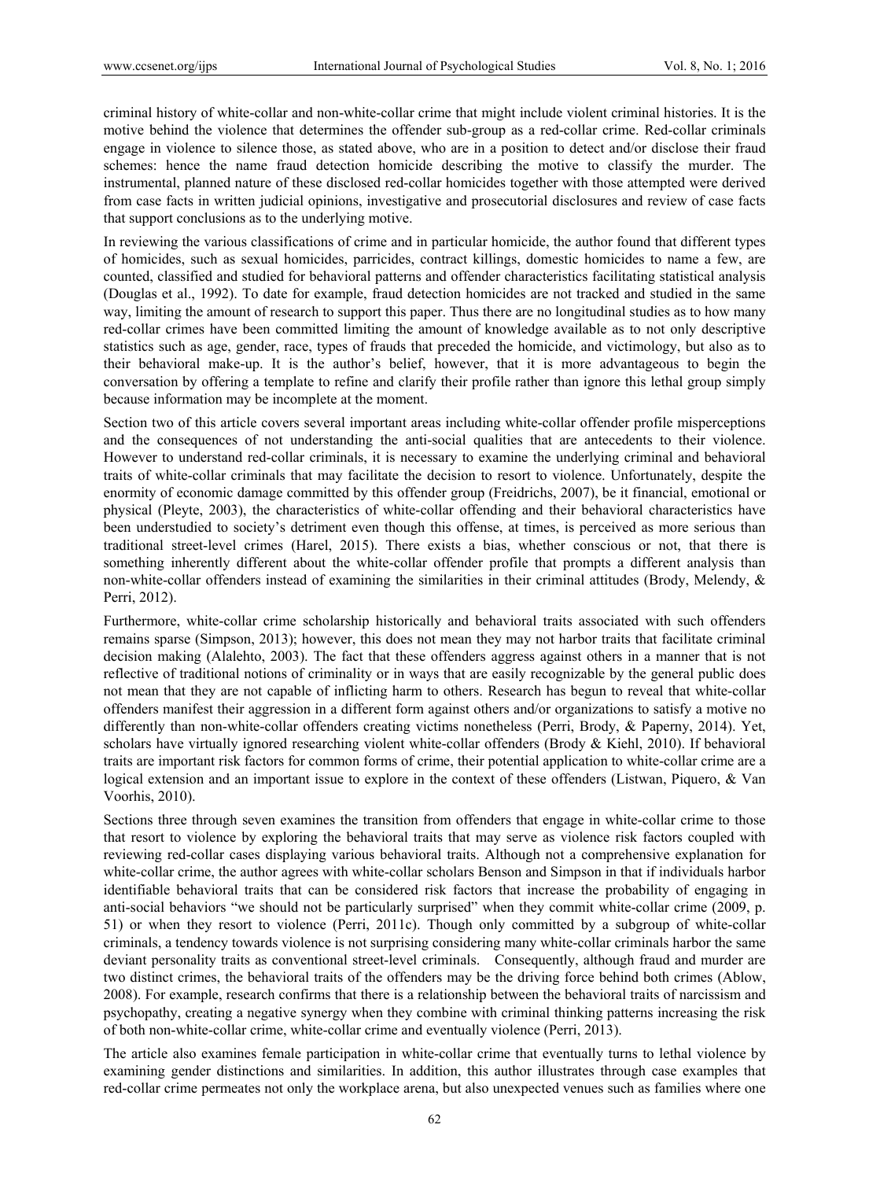criminal history of white-collar and non-white-collar crime that might include violent criminal histories. It is the motive behind the violence that determines the offender sub-group as a red-collar crime. Red-collar criminals engage in violence to silence those, as stated above, who are in a position to detect and/or disclose their fraud schemes: hence the name fraud detection homicide describing the motive to classify the murder. The instrumental, planned nature of these disclosed red-collar homicides together with those attempted were derived from case facts in written judicial opinions, investigative and prosecutorial disclosures and review of case facts that support conclusions as to the underlying motive.

In reviewing the various classifications of crime and in particular homicide, the author found that different types of homicides, such as sexual homicides, parricides, contract killings, domestic homicides to name a few, are counted, classified and studied for behavioral patterns and offender characteristics facilitating statistical analysis (Douglas et al., 1992). To date for example, fraud detection homicides are not tracked and studied in the same way, limiting the amount of research to support this paper. Thus there are no longitudinal studies as to how many red-collar crimes have been committed limiting the amount of knowledge available as to not only descriptive statistics such as age, gender, race, types of frauds that preceded the homicide, and victimology, but also as to their behavioral make-up. It is the author's belief, however, that it is more advantageous to begin the conversation by offering a template to refine and clarify their profile rather than ignore this lethal group simply because information may be incomplete at the moment.

Section two of this article covers several important areas including white-collar offender profile misperceptions and the consequences of not understanding the anti-social qualities that are antecedents to their violence. However to understand red-collar criminals, it is necessary to examine the underlying criminal and behavioral traits of white-collar criminals that may facilitate the decision to resort to violence. Unfortunately, despite the enormity of economic damage committed by this offender group (Freidrichs, 2007), be it financial, emotional or physical (Pleyte, 2003), the characteristics of white-collar offending and their behavioral characteristics have been understudied to society's detriment even though this offense, at times, is perceived as more serious than traditional street-level crimes (Harel, 2015). There exists a bias, whether conscious or not, that there is something inherently different about the white-collar offender profile that prompts a different analysis than non-white-collar offenders instead of examining the similarities in their criminal attitudes (Brody, Melendy, & Perri, 2012).

Furthermore, white-collar crime scholarship historically and behavioral traits associated with such offenders remains sparse (Simpson, 2013); however, this does not mean they may not harbor traits that facilitate criminal decision making (Alalehto, 2003). The fact that these offenders aggress against others in a manner that is not reflective of traditional notions of criminality or in ways that are easily recognizable by the general public does not mean that they are not capable of inflicting harm to others. Research has begun to reveal that white-collar offenders manifest their aggression in a different form against others and/or organizations to satisfy a motive no differently than non-white-collar offenders creating victims nonetheless (Perri, Brody, & Paperny, 2014). Yet, scholars have virtually ignored researching violent white-collar offenders (Brody & Kiehl, 2010). If behavioral traits are important risk factors for common forms of crime, their potential application to white-collar crime are a logical extension and an important issue to explore in the context of these offenders (Listwan, Piquero, & Van Voorhis, 2010).

Sections three through seven examines the transition from offenders that engage in white-collar crime to those that resort to violence by exploring the behavioral traits that may serve as violence risk factors coupled with reviewing red-collar cases displaying various behavioral traits. Although not a comprehensive explanation for white-collar crime, the author agrees with white-collar scholars Benson and Simpson in that if individuals harbor identifiable behavioral traits that can be considered risk factors that increase the probability of engaging in anti-social behaviors "we should not be particularly surprised" when they commit white-collar crime (2009, p. 51) or when they resort to violence (Perri, 2011c). Though only committed by a subgroup of white-collar criminals, a tendency towards violence is not surprising considering many white-collar criminals harbor the same deviant personality traits as conventional street-level criminals. Consequently, although fraud and murder are two distinct crimes, the behavioral traits of the offenders may be the driving force behind both crimes (Ablow, 2008). For example, research confirms that there is a relationship between the behavioral traits of narcissism and psychopathy, creating a negative synergy when they combine with criminal thinking patterns increasing the risk of both non-white-collar crime, white-collar crime and eventually violence (Perri, 2013).

The article also examines female participation in white-collar crime that eventually turns to lethal violence by examining gender distinctions and similarities. In addition, this author illustrates through case examples that red-collar crime permeates not only the workplace arena, but also unexpected venues such as families where one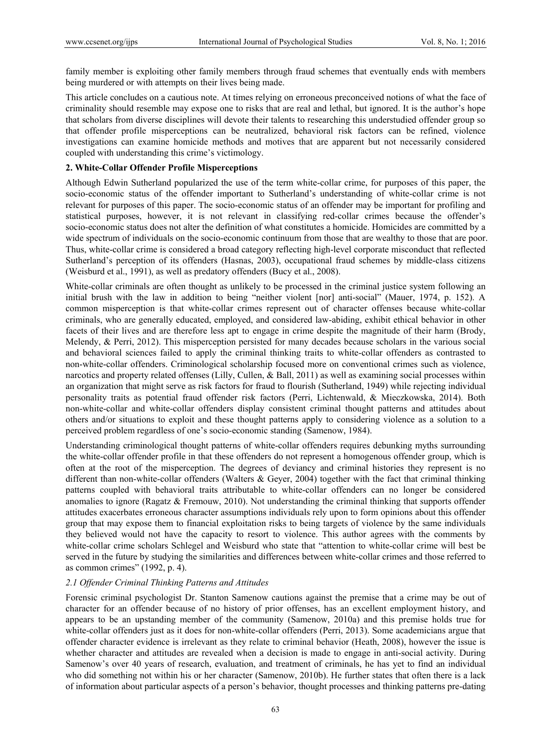family member is exploiting other family members through fraud schemes that eventually ends with members being murdered or with attempts on their lives being made.

This article concludes on a cautious note. At times relying on erroneous preconceived notions of what the face of criminality should resemble may expose one to risks that are real and lethal, but ignored. It is the author's hope that scholars from diverse disciplines will devote their talents to researching this understudied offender group so that offender profile misperceptions can be neutralized, behavioral risk factors can be refined, violence investigations can examine homicide methods and motives that are apparent but not necessarily considered coupled with understanding this crime's victimology.

## 2. White-Collar Offender Profile Misperceptions

Although Edwin Sutherland popularized the use of the term white-collar crime, for purposes of this paper, the socio-economic status of the offender important to Sutherland's understanding of white-collar crime is not relevant for purposes of this paper. The socio-economic status of an offender may be important for profiling and statistical purposes, however, it is not relevant in classifying red-collar crimes because the offender's socio-economic status does not alter the definition of what constitutes a homicide. Homicides are committed by a wide spectrum of individuals on the socio-economic continuum from those that are wealthy to those that are poor. Thus, white-collar crime is considered a broad category reflecting high-level corporate misconduct that reflected Sutherland's perception of its offenders (Hasnas, 2003), occupational fraud schemes by middle-class citizens (Weisburd et al., 1991), as well as predatory offenders (Bucy et al., 2008).

White-collar criminals are often thought as unlikely to be processed in the criminal justice system following an initial brush with the law in addition to being "neither violent [nor] anti-social" (Mauer, 1974, p. 152). A common misperception is that white-collar crimes represent out of character offenses because white-collar criminals, who are generally educated, employed, and considered law-abiding, exhibit ethical behavior in other facets of their lives and are therefore less apt to engage in crime despite the magnitude of their harm (Brody, Melendy, & Perri, 2012). This misperception persisted for many decades because scholars in the various social and behavioral sciences failed to apply the criminal thinking traits to white-collar offenders as contrasted to non-white-collar offenders. Criminological scholarship focused more on conventional crimes such as violence, narcotics and property related offenses (Lilly, Cullen, & Ball, 2011) as well as examining social processes within an organization that might serve as risk factors for fraud to flourish (Sutherland, 1949) while rejecting individual personality traits as potential fraud offender risk factors (Perri, Lichtenwald, & Mieczkowska, 2014). Both non-white-collar and white-collar offenders display consistent criminal thought patterns and attitudes about others and/or situations to exploit and these thought patterns apply to considering violence as a solution to a perceived problem regardless of one's socio-economic standing (Samenow, 1984).

Understanding criminological thought patterns of white-collar offenders requires debunking myths surrounding the white-collar offender profile in that these offenders do not represent a homogenous offender group, which is often at the root of the misperception. The degrees of deviancy and criminal histories they represent is no different than non-white-collar offenders (Walters & Geyer, 2004) together with the fact that criminal thinking patterns coupled with behavioral traits attributable to white-collar offenders can no longer be considered anomalies to ignore (Ragatz & Fremouw, 2010). Not understanding the criminal thinking that supports offender attitudes exacerbates erroneous character assumptions individuals rely upon to form opinions about this offender group that may expose them to financial exploitation risks to being targets of violence by the same individuals they believed would not have the capacity to resort to violence. This author agrees with the comments by white-collar crime scholars Schlegel and Weisburd who state that "attention to white-collar crime will best be served in the future by studying the similarities and differences between white-collar crimes and those referred to as common crimes" (1992, p. 4).

### *2.1 Offender Criminal Thinking Patterns and Attitudes*

Forensic criminal psychologist Dr. Stanton Samenow cautions against the premise that a crime may be out of character for an offender because of no history of prior offenses, has an excellent employment history, and appears to be an upstanding member of the community (Samenow, 2010a) and this premise holds true for white-collar offenders just as it does for non-white-collar offenders (Perri, 2013). Some academicians argue that offender character evidence is irrelevant as they relate to criminal behavior (Heath, 2008), however the issue is whether character and attitudes are revealed when a decision is made to engage in anti-social activity. During Samenow's over 40 years of research, evaluation, and treatment of criminals, he has yet to find an individual who did something not within his or her character (Samenow, 2010b). He further states that often there is a lack of information about particular aspects of a person's behavior, thought processes and thinking patterns pre-dating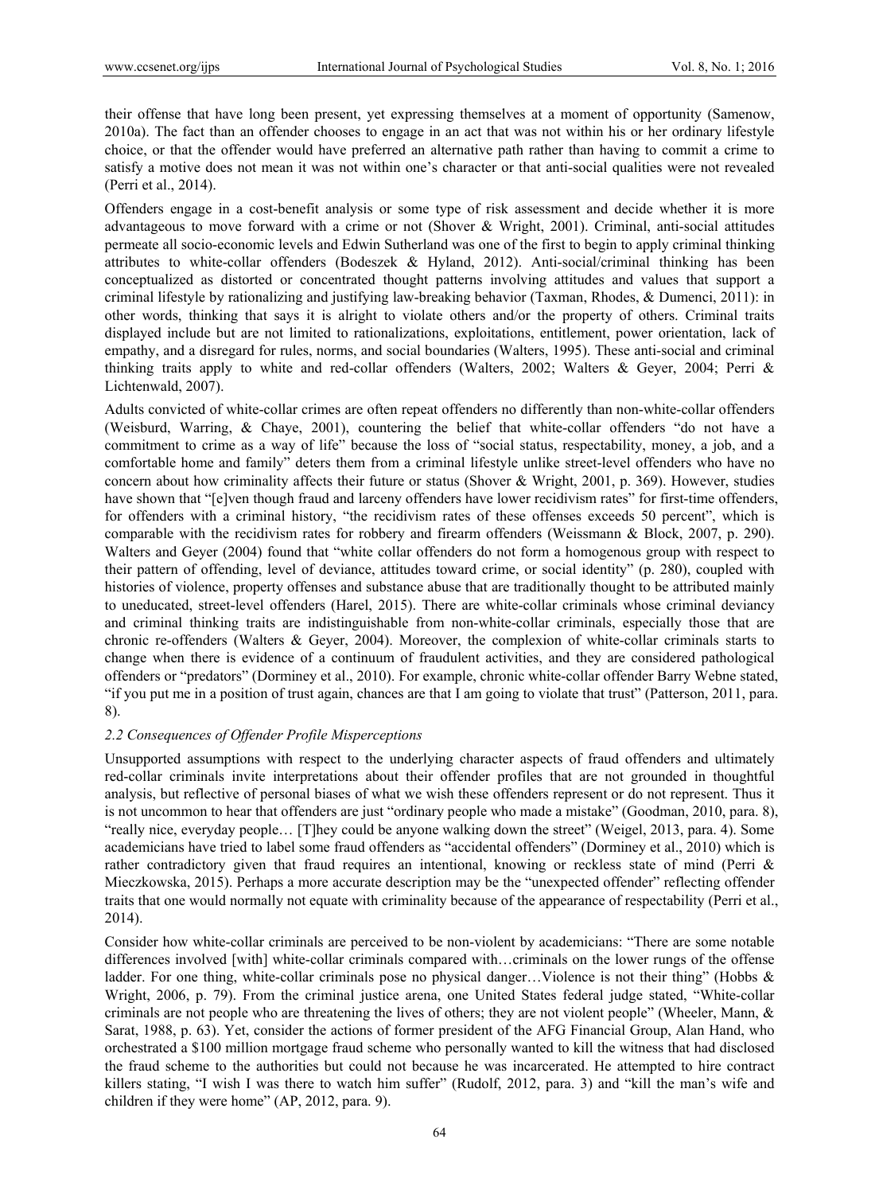their offense that have long been present, yet expressing themselves at a moment of opportunity (Samenow, 2010a). The fact than an offender chooses to engage in an act that was not within his or her ordinary lifestyle choice, or that the offender would have preferred an alternative path rather than having to commit a crime to satisfy a motive does not mean it was not within one's character or that anti-social qualities were not revealed (Perri et al., 2014).

Offenders engage in a cost-benefit analysis or some type of risk assessment and decide whether it is more advantageous to move forward with a crime or not (Shover & Wright, 2001). Criminal, anti-social attitudes permeate all socio-economic levels and Edwin Sutherland was one of the first to begin to apply criminal thinking attributes to white-collar offenders (Bodeszek & Hyland, 2012). Anti-social/criminal thinking has been conceptualized as distorted or concentrated thought patterns involving attitudes and values that support a criminal lifestyle by rationalizing and justifying law-breaking behavior (Taxman, Rhodes, & Dumenci, 2011): in other words, thinking that says it is alright to violate others and/or the property of others. Criminal traits displayed include but are not limited to rationalizations, exploitations, entitlement, power orientation, lack of empathy, and a disregard for rules, norms, and social boundaries (Walters, 1995). These anti-social and criminal thinking traits apply to white and red-collar offenders (Walters, 2002; Walters & Geyer, 2004; Perri & Lichtenwald, 2007).

Adults convicted of white-collar crimes are often repeat offenders no differently than non-white-collar offenders (Weisburd, Warring, & Chaye, 2001), countering the belief that white-collar offenders "do not have a commitment to crime as a way of life" because the loss of "social status, respectability, money, a job, and a comfortable home and family" deters them from a criminal lifestyle unlike street-level offenders who have no concern about how criminality affects their future or status (Shover & Wright, 2001, p. 369). However, studies have shown that "[e]ven though fraud and larceny offenders have lower recidivism rates" for first-time offenders, for offenders with a criminal history, "the recidivism rates of these offenses exceeds 50 percent", which is comparable with the recidivism rates for robbery and firearm offenders (Weissmann & Block, 2007, p. 290). Walters and Geyer (2004) found that "white collar offenders do not form a homogenous group with respect to their pattern of offending, level of deviance, attitudes toward crime, or social identity" (p. 280), coupled with histories of violence, property offenses and substance abuse that are traditionally thought to be attributed mainly to uneducated, street-level offenders (Harel, 2015). There are white-collar criminals whose criminal deviancy and criminal thinking traits are indistinguishable from non-white-collar criminals, especially those that are chronic re-offenders (Walters & Geyer, 2004). Moreover, the complexion of white-collar criminals starts to change when there is evidence of a continuum of fraudulent activities, and they are considered pathological offenders or "predators" (Dorminey et al., 2010). For example, chronic white-collar offender Barry Webne stated, "if you put me in a position of trust again, chances are that I am going to violate that trust" (Patterson, 2011, para. 8).

### 2.2 Consequences of Offender Profile Misperceptions

Unsupported assumptions with respect to the underlying character aspects of fraud offenders and ultimately red-collar criminals invite interpretations about their offender profiles that are not grounded in thoughtful analysis, but reflective of personal biases of what we wish these offenders represent or do not represent. Thus it is not uncommon to hear that offenders are just "ordinary people who made a mistake" (Goodman, 2010, para. 8), "really nice, everyday people… [T]hey could be anyone walking down the street" (Weigel, 2013, para. 4). Some academicians have tried to label some fraud offenders as "accidental offenders" (Dorminey et al., 2010) which is rather contradictory given that fraud requires an intentional, knowing or reckless state of mind (Perri & Mieczkowska, 2015). Perhaps a more accurate description may be the "unexpected offender" reflecting offender traits that one would normally not equate with criminality because of the appearance of respectability (Perri et al., 2014).

Consider how white-collar criminals are perceived to be non-violent by academicians: "There are some notable differences involved [with] white-collar criminals compared with…criminals on the lower rungs of the offense ladder. For one thing, white-collar criminals pose no physical danger…Violence is not their thing" (Hobbs & Wright, 2006, p. 79). From the criminal justice arena, one United States federal judge stated, "White-collar criminals are not people who are threatening the lives of others; they are not violent people" (Wheeler, Mann, & Sarat, 1988, p. 63). Yet, consider the actions of former president of the AFG Financial Group, Alan Hand, who orchestrated a $100 million mortgage fraud scheme who personally wanted to kill the witness that had disclosed the fraud scheme to the authorities but could not because he was incarcerated. He attempted to hire contract killers stating, "I wish I was there to watch him suffer" (Rudolf, 2012, para. 3) and "kill the man's wife and children if they were home" (AP, 2012, para. 9).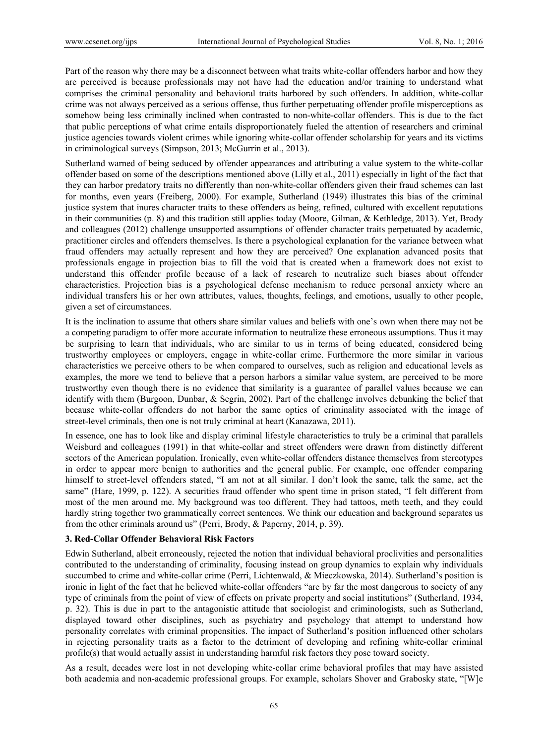Part of the reason why there may be a disconnect between what traits white-collar offenders harbor and how they are perceived is because professionals may not have had the education and/or training to understand what comprises the criminal personality and behavioral traits harbored by such offenders. In addition, white-collar crime was not always perceived as a serious offense, thus further perpetuating offender profile misperceptions as somehow being less criminally inclined when contrasted to non-white-collar offenders. This is due to the fact that public perceptions of what crime entails disproportionately fueled the attention of researchers and criminal justice agencies towards violent crimes while ignoring white-collar offender scholarship for years and its victims in criminological surveys (Simpson, 2013; McGurrin et al., 2013).

Sutherland warned of being seduced by offender appearances and attributing a value system to the white-collar offender based on some of the descriptions mentioned above (Lilly et al., 2011) especially in light of the fact that they can harbor predatory traits no differently than non-white-collar offenders given their fraud schemes can last for months, even years (Freiberg, 2000). For example, Sutherland (1949) illustrates this bias of the criminal justice system that inures character traits to these offenders as being, refined, cultured with excellent reputations in their communities (p. 8) and this tradition still applies today (Moore, Gilman, & Kethledge, 2013). Yet, Brody and colleagues (2012) challenge unsupported assumptions of offender character traits perpetuated by academic, practitioner circles and offenders themselves. Is there a psychological explanation for the variance between what fraud offenders may actually represent and how they are perceived? One explanation advanced posits that professionals engage in projection bias to fill the void that is created when a framework does not exist to understand this offender profile because of a lack of research to neutralize such biases about offender characteristics. Projection bias is a psychological defense mechanism to reduce personal anxiety where an individual transfers his or her own attributes, values, thoughts, feelings, and emotions, usually to other people, given a set of circumstances.

It is the inclination to assume that others share similar values and beliefs with one's own when there may not be a competing paradigm to offer more accurate information to neutralize these erroneous assumptions. Thus it may be surprising to learn that individuals, who are similar to us in terms of being educated, considered being trustworthy employees or employers, engage in white-collar crime. Furthermore the more similar in various characteristics we perceive others to be when compared to ourselves, such as religion and educational levels as examples, the more we tend to believe that a person harbors a similar value system, are perceived to be more trustworthy even though there is no evidence that similarity is a guarantee of parallel values because we can identify with them (Burgoon, Dunbar, & Segrin, 2002). Part of the challenge involves debunking the belief that because white-collar offenders do not harbor the same optics of criminality associated with the image of street-level criminals, then one is not truly criminal at heart (Kanazawa, 2011).

In essence, one has to look like and display criminal lifestyle characteristics to truly be a criminal that parallels Weisburd and colleagues (1991) in that white-collar and street offenders were drawn from distinctly different sectors of the American population. Ironically, even white-collar offenders distance themselves from stereotypes in order to appear more benign to authorities and the general public. For example, one offender comparing himself to street-level offenders stated, "I am not at all similar. I don't look the same, talk the same, act the same" (Hare, 1999, p. 122). A securities fraud offender who spent time in prison stated, "I felt different from most of the men around me. My background was too different. They had tattoos, meth teeth, and they could hardly string together two grammatically correct sentences. We think our education and background separates us from the other criminals around us" (Perri, Brody, & Paperny, 2014, p. 39).

## 3. Red-Collar Offender Behavioral Risk Factors

Edwin Sutherland, albeit erroneously, rejected the notion that individual behavioral proclivities and personalities contributed to the understanding of criminality, focusing instead on group dynamics to explain why individuals succumbed to crime and white-collar crime (Perri, Lichtenwald, & Mieczkowska, 2014). Sutherland's position is ironic in light of the fact that he believed white-collar offenders "are by far the most dangerous to society of any type of criminals from the point of view of effects on private property and social institutions" (Sutherland, 1934, p. 32). This is due in part to the antagonistic attitude that sociologist and criminologists, such as Sutherland, displayed toward other disciplines, such as psychiatry and psychology that attempt to understand how personality correlates with criminal propensities. The impact of Sutherland's position influenced other scholars in rejecting personality traits as a factor to the detriment of developing and refining white-collar criminal profile(s) that would actually assist in understanding harmful risk factors they pose toward society.

As a result, decades were lost in not developing white-collar crime behavioral profiles that may have assisted both academia and non-academic professional groups. For example, scholars Shover and Grabosky state, "[W]e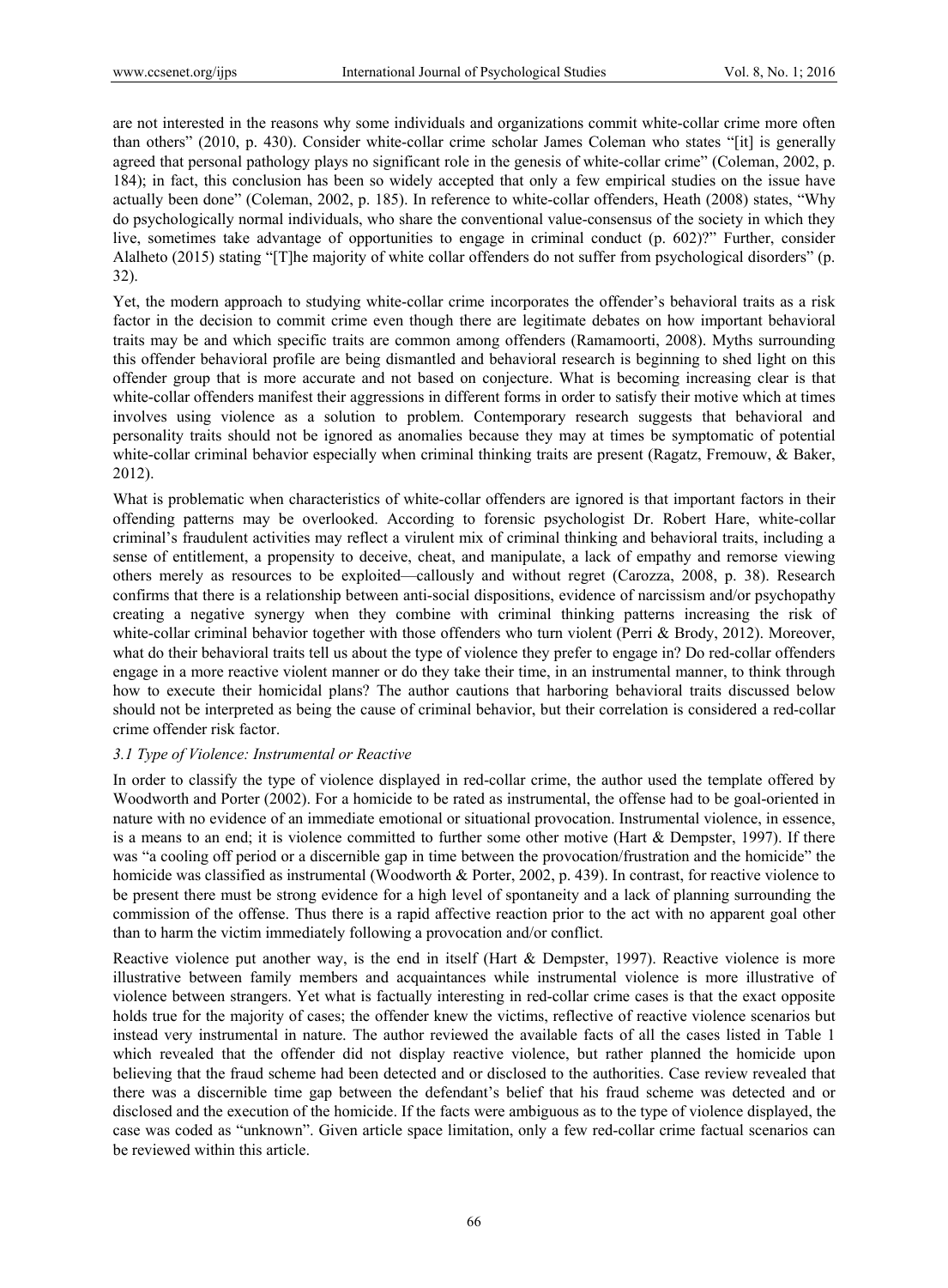are not interested in the reasons why some individuals and organizations commit white-collar crime more often than others" (2010, p. 430). Consider white-collar crime scholar James Coleman who states "[it] is generally agreed that personal pathology plays no significant role in the genesis of white-collar crime" (Coleman, 2002, p. 184); in fact, this conclusion has been so widely accepted that only a few empirical studies on the issue have actually been done" (Coleman, 2002, p. 185). In reference to white-collar offenders, Heath (2008) states, "Why do psychologically normal individuals, who share the conventional value-consensus of the society in which they live, sometimes take advantage of opportunities to engage in criminal conduct (p. 602)?" Further, consider Alalheto (2015) stating "[T]he majority of white collar offenders do not suffer from psychological disorders" (p. 32).

Yet, the modern approach to studying white-collar crime incorporates the offender's behavioral traits as a risk factor in the decision to commit crime even though there are legitimate debates on how important behavioral traits may be and which specific traits are common among offenders (Ramamoorti, 2008). Myths surrounding this offender behavioral profile are being dismantled and behavioral research is beginning to shed light on this offender group that is more accurate and not based on conjecture. What is becoming increasing clear is that white-collar offenders manifest their aggressions in different forms in order to satisfy their motive which at times involves using violence as a solution to problem. Contemporary research suggests that behavioral and personality traits should not be ignored as anomalies because they may at times be symptomatic of potential white-collar criminal behavior especially when criminal thinking traits are present (Ragatz, Fremouw, & Baker, 2012).

What is problematic when characteristics of white-collar offenders are ignored is that important factors in their offending patterns may be overlooked. According to forensic psychologist Dr. Robert Hare, white-collar criminal's fraudulent activities may reflect a virulent mix of criminal thinking and behavioral traits, including a sense of entitlement, a propensity to deceive, cheat, and manipulate, a lack of empathy and remorse viewing others merely as resources to be exploited—callously and without regret (Carozza, 2008, p. 38). Research confirms that there is a relationship between anti-social dispositions, evidence of narcissism and/or psychopathy creating a negative synergy when they combine with criminal thinking patterns increasing the risk of white-collar criminal behavior together with those offenders who turn violent (Perri & Brody, 2012). Moreover, what do their behavioral traits tell us about the type of violence they prefer to engage in? Do red-collar offenders engage in a more reactive violent manner or do they take their time, in an instrumental manner, to think through how to execute their homicidal plans? The author cautions that harboring behavioral traits discussed below should not be interpreted as being the cause of criminal behavior, but their correlation is considered a red-collar crime offender risk factor.

### *3.1 Type of Violence: Instrumental or Reactive*

In order to classify the type of violence displayed in red-collar crime, the author used the template offered by Woodworth and Porter (2002). For a homicide to be rated as instrumental, the offense had to be goal-oriented in nature with no evidence of an immediate emotional or situational provocation. Instrumental violence, in essence, is a means to an end; it is violence committed to further some other motive (Hart & Dempster, 1997). If there was "a cooling off period or a discernible gap in time between the provocation/frustration and the homicide" the homicide was classified as instrumental (Woodworth & Porter, 2002, p. 439). In contrast, for reactive violence to be present there must be strong evidence for a high level of spontaneity and a lack of planning surrounding the commission of the offense. Thus there is a rapid affective reaction prior to the act with no apparent goal other than to harm the victim immediately following a provocation and/or conflict.

Reactive violence put another way, is the end in itself (Hart & Dempster, 1997). Reactive violence is more illustrative between family members and acquaintances while instrumental violence is more illustrative of violence between strangers. Yet what is factually interesting in red-collar crime cases is that the exact opposite holds true for the majority of cases; the offender knew the victims, reflective of reactive violence scenarios but instead very instrumental in nature. The author reviewed the available facts of all the cases listed in Table 1 which revealed that the offender did not display reactive violence, but rather planned the homicide upon believing that the fraud scheme had been detected and or disclosed to the authorities. Case review revealed that there was a discernible time gap between the defendant's belief that his fraud scheme was detected and or disclosed and the execution of the homicide. If the facts were ambiguous as to the type of violence displayed, the case was coded as "unknown". Given article space limitation, only a few red-collar crime factual scenarios can be reviewed within this article.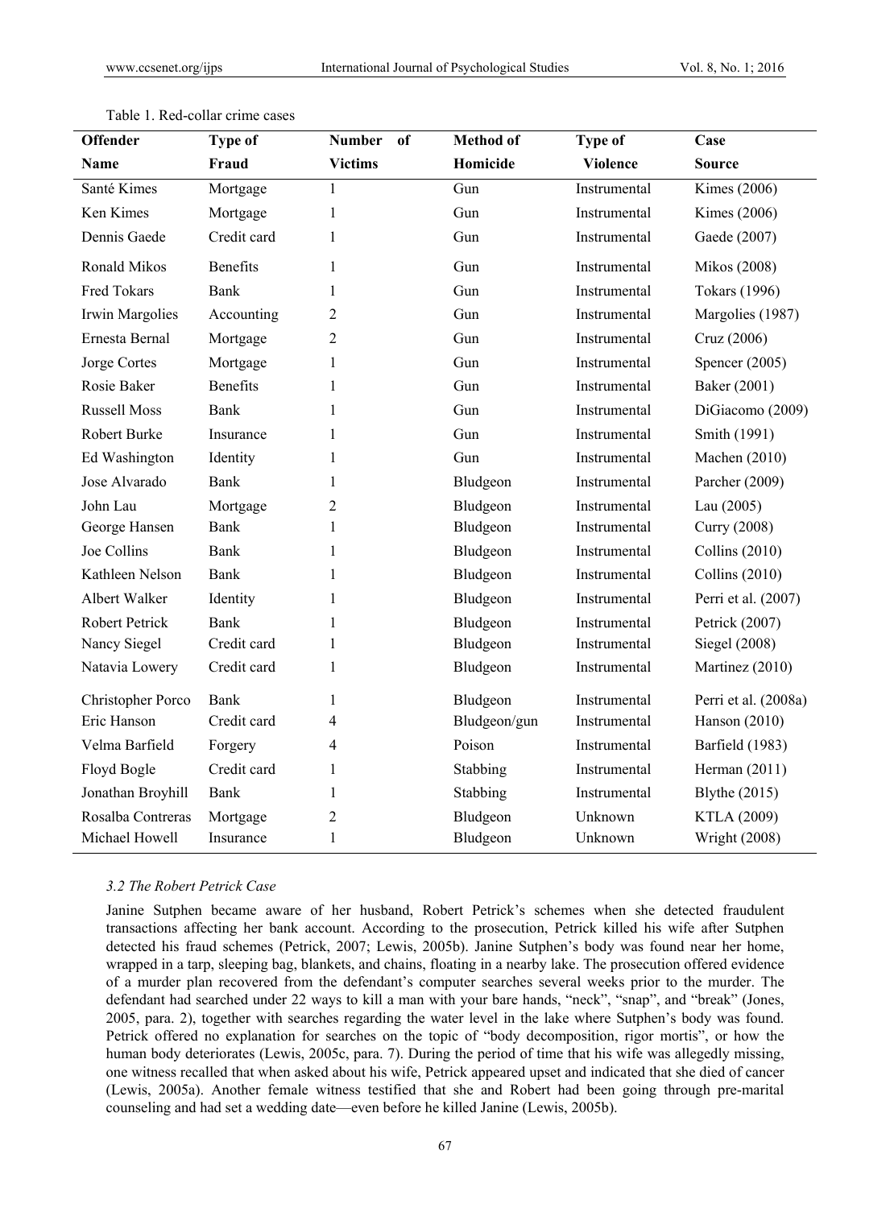Table 1. Red-collar crime cases

| Offender Name | Type of Fraud | Number of Victims | Method of Homicide | Type of Violence | Case Source |
|---|---|---|---|---|---|
| Santé Kimes | Mortgage | 1 | Gun | Instrumental | Kimes (2006) |
| Ken Kimes | Mortgage | 1 | Gun | Instrumental | Kimes (2006) |
| Dennis Gaede | Credit card | 1 | Gun | Instrumental | Gaede (2007) |
| Ronald Mikos | Benefits | 1 | Gun | Instrumental | Mikos (2008) |
| Fred Tokars | Bank | 1 | Gun | Instrumental | Tokars (1996) |
| Irwin Margolies | Accounting | 2 | Gun | Instrumental | Margolies (1987) |
| Ernesta Bernal | Mortgage | 2 | Gun | Instrumental | Cruz (2006) |
| Jorge Cortes | Mortgage | 1 | Gun | Instrumental | Spencer (2005) |
| Rosie Baker | Benefits | 1 | Gun | Instrumental | Baker (2001) |
| Russell Moss | Bank | 1 | Gun | Instrumental | DiGiacomo (2009) |
| Robert Burke | Insurance | 1 | Gun | Instrumental | Smith (1991) |
| Ed Washington | Identity | 1 | Gun | Instrumental | Machen (2010) |
| Jose Alvarado | Bank | 1 | Bludgeon | Instrumental | Parcher (2009) |
| John Lau | Mortgage | 2 | Bludgeon | Instrumental | Lau (2005) |
| George Hansen | Bank | 1 | Bludgeon | Instrumental | Curry (2008) |
| Joe Collins | Bank | 1 | Bludgeon | Instrumental | Collins (2010) |
| Kathleen Nelson | Bank | 1 | Bludgeon | Instrumental | Collins (2010) |
| Albert Walker | Identity | 1 | Bludgeon | Instrumental | Perri et al. (2007) |
| Robert Petrick | Bank | 1 | Bludgeon | Instrumental | Petrick (2007) |
| Nancy Siegel | Credit card | 1 | Bludgeon | Instrumental | Siegel (2008) |
| Natavia Lowery | Credit card | 1 | Bludgeon | Instrumental | Martinez (2010) |
| Christopher Porco | Bank | 1 | Bludgeon | Instrumental | Perri et al. (2008a) |
| Eric Hanson | Credit card | 4 | Bludgeon/gun | Instrumental | Hanson (2010) |
| Velma Barfield | Forgery | 4 | Poison | Instrumental | Barfield (1983) |
| Floyd Bogle | Credit card | 1 | Stabbing | Instrumental | Herman (2011) |
| Jonathan Broyhill | Bank | 1 | Stabbing | Instrumental | Blythe (2015) |
| Rosalba Contreras | Mortgage | 2 | Bludgeon | Unknown | KTLA (2009) |
| Michael Howell | Insurance | 1 | Bludgeon | Unknown | Wright (2008) |

### *3.2 The Robert Petrick Case*

Janine Sutphen became aware of her husband, Robert Petrick's schemes when she detected fraudulent transactions affecting her bank account. According to the prosecution, Petrick killed his wife after Sutphen detected his fraud schemes (Petrick, 2007; Lewis, 2005b). Janine Sutphen's body was found near her home, wrapped in a tarp, sleeping bag, blankets, and chains, floating in a nearby lake. The prosecution offered evidence of a murder plan recovered from the defendant's computer searches several weeks prior to the murder. The defendant had searched under 22 ways to kill a man with your bare hands, "neck", "snap", and "break" (Jones, 2005, para. 2), together with searches regarding the water level in the lake where Sutphen's body was found. Petrick offered no explanation for searches on the topic of "body decomposition, rigor mortis", or how the human body deteriorates (Lewis, 2005c, para. 7). During the period of time that his wife was allegedly missing, one witness recalled that when asked about his wife, Petrick appeared upset and indicated that she died of cancer (Lewis, 2005a). Another female witness testified that she and Robert had been going through pre-marital counseling and had set a wedding date—even before he killed Janine (Lewis, 2005b).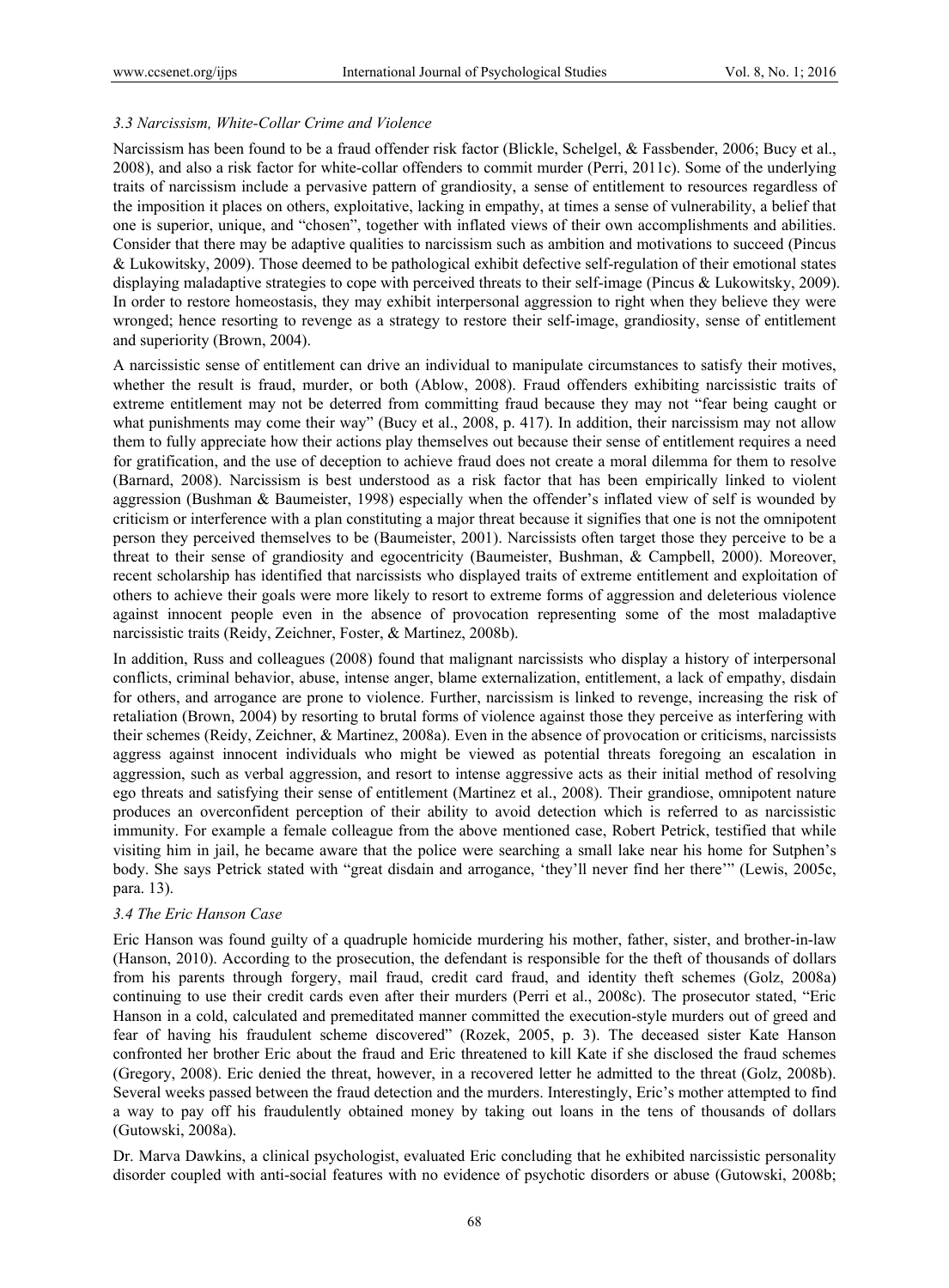### *3.3 Narcissism, White-Collar Crime and Violence*

Narcissism has been found to be a fraud offender risk factor (Blickle, Schelgel, & Fassbender, 2006; Bucy et al., 2008), and also a risk factor for white-collar offenders to commit murder (Perri, 2011c). Some of the underlying traits of narcissism include a pervasive pattern of grandiosity, a sense of entitlement to resources regardless of the imposition it places on others, exploitative, lacking in empathy, at times a sense of vulnerability, a belief that one is superior, unique, and "chosen", together with inflated views of their own accomplishments and abilities. Consider that there may be adaptive qualities to narcissism such as ambition and motivations to succeed (Pincus & Lukowitsky, 2009). Those deemed to be pathological exhibit defective self-regulation of their emotional states displaying maladaptive strategies to cope with perceived threats to their self-image (Pincus & Lukowitsky, 2009). In order to restore homeostasis, they may exhibit interpersonal aggression to right when they believe they were wronged; hence resorting to revenge as a strategy to restore their self-image, grandiosity, sense of entitlement and superiority (Brown, 2004).

A narcissistic sense of entitlement can drive an individual to manipulate circumstances to satisfy their motives, whether the result is fraud, murder, or both (Ablow, 2008). Fraud offenders exhibiting narcissistic traits of extreme entitlement may not be deterred from committing fraud because they may not "fear being caught or what punishments may come their way" (Bucy et al., 2008, p. 417). In addition, their narcissism may not allow them to fully appreciate how their actions play themselves out because their sense of entitlement requires a need for gratification, and the use of deception to achieve fraud does not create a moral dilemma for them to resolve (Barnard, 2008). Narcissism is best understood as a risk factor that has been empirically linked to violent aggression (Bushman & Baumeister, 1998) especially when the offender's inflated view of self is wounded by criticism or interference with a plan constituting a major threat because it signifies that one is not the omnipotent person they perceived themselves to be (Baumeister, 2001). Narcissists often target those they perceive to be a threat to their sense of grandiosity and egocentricity (Baumeister, Bushman, & Campbell, 2000). Moreover, recent scholarship has identified that narcissists who displayed traits of extreme entitlement and exploitation of others to achieve their goals were more likely to resort to extreme forms of aggression and deleterious violence against innocent people even in the absence of provocation representing some of the most maladaptive narcissistic traits (Reidy, Zeichner, Foster, & Martinez, 2008b).

In addition, Russ and colleagues (2008) found that malignant narcissists who display a history of interpersonal conflicts, criminal behavior, abuse, intense anger, blame externalization, entitlement, a lack of empathy, disdain for others, and arrogance are prone to violence. Further, narcissism is linked to revenge, increasing the risk of retaliation (Brown, 2004) by resorting to brutal forms of violence against those they perceive as interfering with their schemes (Reidy, Zeichner, & Martinez, 2008a). Even in the absence of provocation or criticisms, narcissists aggress against innocent individuals who might be viewed as potential threats foregoing an escalation in aggression, such as verbal aggression, and resort to intense aggressive acts as their initial method of resolving ego threats and satisfying their sense of entitlement (Martinez et al., 2008). Their grandiose, omnipotent nature produces an overconfident perception of their ability to avoid detection which is referred to as narcissistic immunity. For example a female colleague from the above mentioned case, Robert Petrick, testified that while visiting him in jail, he became aware that the police were searching a small lake near his home for Sutphen's body. She says Petrick stated with "great disdain and arrogance, 'they'll never find her there'" (Lewis, 2005c, para. 13).

### *3.4 The Eric Hanson Case*

Eric Hanson was found guilty of a quadruple homicide murdering his mother, father, sister, and brother-in-law (Hanson, 2010). According to the prosecution, the defendant is responsible for the theft of thousands of dollars from his parents through forgery, mail fraud, credit card fraud, and identity theft schemes (Golz, 2008a) continuing to use their credit cards even after their murders (Perri et al., 2008c). The prosecutor stated, "Eric Hanson in a cold, calculated and premeditated manner committed the execution-style murders out of greed and fear of having his fraudulent scheme discovered" (Rozek, 2005, p. 3). The deceased sister Kate Hanson confronted her brother Eric about the fraud and Eric threatened to kill Kate if she disclosed the fraud schemes (Gregory, 2008). Eric denied the threat, however, in a recovered letter he admitted to the threat (Golz, 2008b). Several weeks passed between the fraud detection and the murders. Interestingly, Eric's mother attempted to find a way to pay off his fraudulently obtained money by taking out loans in the tens of thousands of dollars (Gutowski, 2008a).

Dr. Marva Dawkins, a clinical psychologist, evaluated Eric concluding that he exhibited narcissistic personality disorder coupled with anti-social features with no evidence of psychotic disorders or abuse (Gutowski, 2008b;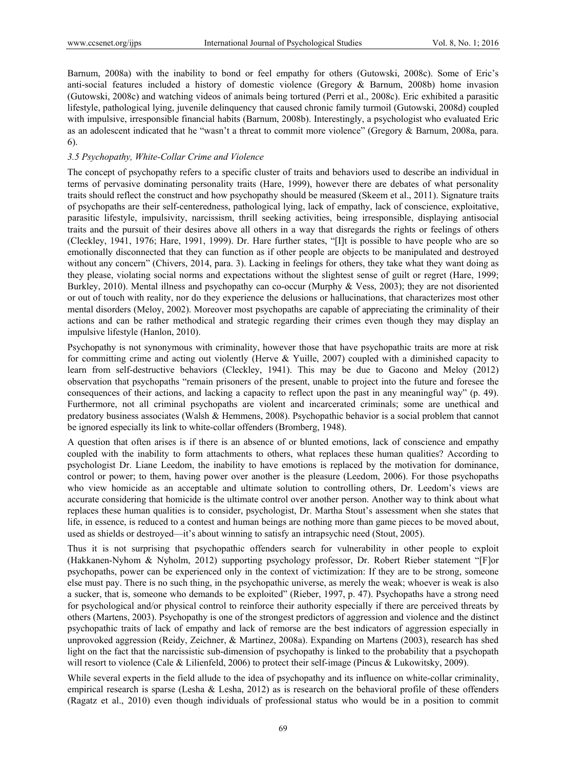Barnum, 2008a) with the inability to bond or feel empathy for others (Gutowski, 2008c). Some of Eric's anti-social features included a history of domestic violence (Gregory & Barnum, 2008b) home invasion (Gutowski, 2008c) and watching videos of animals being tortured (Perri et al., 2008c). Eric exhibited a parasitic lifestyle, pathological lying, juvenile delinquency that caused chronic family turmoil (Gutowski, 2008d) coupled with impulsive, irresponsible financial habits (Barnum, 2008b). Interestingly, a psychologist who evaluated Eric as an adolescent indicated that he "wasn't a threat to commit more violence" (Gregory & Barnum, 2008a, para. 6).

### *3.5 Psychopathy, White-Collar Crime and Violence*

The concept of psychopathy refers to a specific cluster of traits and behaviors used to describe an individual in terms of pervasive dominating personality traits (Hare, 1999), however there are debates of what personality traits should reflect the construct and how psychopathy should be measured (Skeem et al., 2011). Signature traits of psychopaths are their self-centeredness, pathological lying, lack of empathy, lack of conscience, exploitative, parasitic lifestyle, impulsivity, narcissism, thrill seeking activities, being irresponsible, displaying antisocial traits and the pursuit of their desires above all others in a way that disregards the rights or feelings of others (Cleckley, 1941, 1976; Hare, 1991, 1999). Dr. Hare further states, "[I]t is possible to have people who are so emotionally disconnected that they can function as if other people are objects to be manipulated and destroyed without any concern" (Chivers, 2014, para. 3). Lacking in feelings for others, they take what they want doing as they please, violating social norms and expectations without the slightest sense of guilt or regret (Hare, 1999; Burkley, 2010). Mental illness and psychopathy can co-occur (Murphy & Vess, 2003); they are not disoriented or out of touch with reality, nor do they experience the delusions or hallucinations, that characterizes most other mental disorders (Meloy, 2002). Moreover most psychopaths are capable of appreciating the criminality of their actions and can be rather methodical and strategic regarding their crimes even though they may display an impulsive lifestyle (Hanlon, 2010).

Psychopathy is not synonymous with criminality, however those that have psychopathic traits are more at risk for committing crime and acting out violently (Herve & Yuille, 2007) coupled with a diminished capacity to learn from self-destructive behaviors (Cleckley, 1941). This may be due to Gacono and Meloy (2012) observation that psychopaths "remain prisoners of the present, unable to project into the future and foresee the consequences of their actions, and lacking a capacity to reflect upon the past in any meaningful way" (p. 49). Furthermore, not all criminal psychopaths are violent and incarcerated criminals; some are unethical and predatory business associates (Walsh & Hemmens, 2008). Psychopathic behavior is a social problem that cannot be ignored especially its link to white-collar offenders (Bromberg, 1948).

A question that often arises is if there is an absence of or blunted emotions, lack of conscience and empathy coupled with the inability to form attachments to others, what replaces these human qualities? According to psychologist Dr. Liane Leedom, the inability to have emotions is replaced by the motivation for dominance, control or power; to them, having power over another is the pleasure (Leedom, 2006). For those psychopaths who view homicide as an acceptable and ultimate solution to controlling others, Dr. Leedom's views are accurate considering that homicide is the ultimate control over another person. Another way to think about what replaces these human qualities is to consider, psychologist, Dr. Martha Stout's assessment when she states that life, in essence, is reduced to a contest and human beings are nothing more than game pieces to be moved about, used as shields or destroyed—it's about winning to satisfy an intrapsychic need (Stout, 2005).

Thus it is not surprising that psychopathic offenders search for vulnerability in other people to exploit (Hakkanen-Nyhom & Nyholm, 2012) supporting psychology professor, Dr. Robert Rieber statement "[F]or psychopaths, power can be experienced only in the context of victimization: If they are to be strong, someone else must pay. There is no such thing, in the psychopathic universe, as merely the weak; whoever is weak is also a sucker, that is, someone who demands to be exploited" (Rieber, 1997, p. 47). Psychopaths have a strong need for psychological and/or physical control to reinforce their authority especially if there are perceived threats by others (Martens, 2003). Psychopathy is one of the strongest predictors of aggression and violence and the distinct psychopathic traits of lack of empathy and lack of remorse are the best indicators of aggression especially in unprovoked aggression (Reidy, Zeichner, & Martinez, 2008a). Expanding on Martens (2003), research has shed light on the fact that the narcissistic sub-dimension of psychopathy is linked to the probability that a psychopath will resort to violence (Cale & Lilienfeld, 2006) to protect their self-image (Pincus & Lukowitsky, 2009).

While several experts in the field allude to the idea of psychopathy and its influence on white-collar criminality, empirical research is sparse (Lesha & Lesha, 2012) as is research on the behavioral profile of these offenders (Ragatz et al., 2010) even though individuals of professional status who would be in a position to commit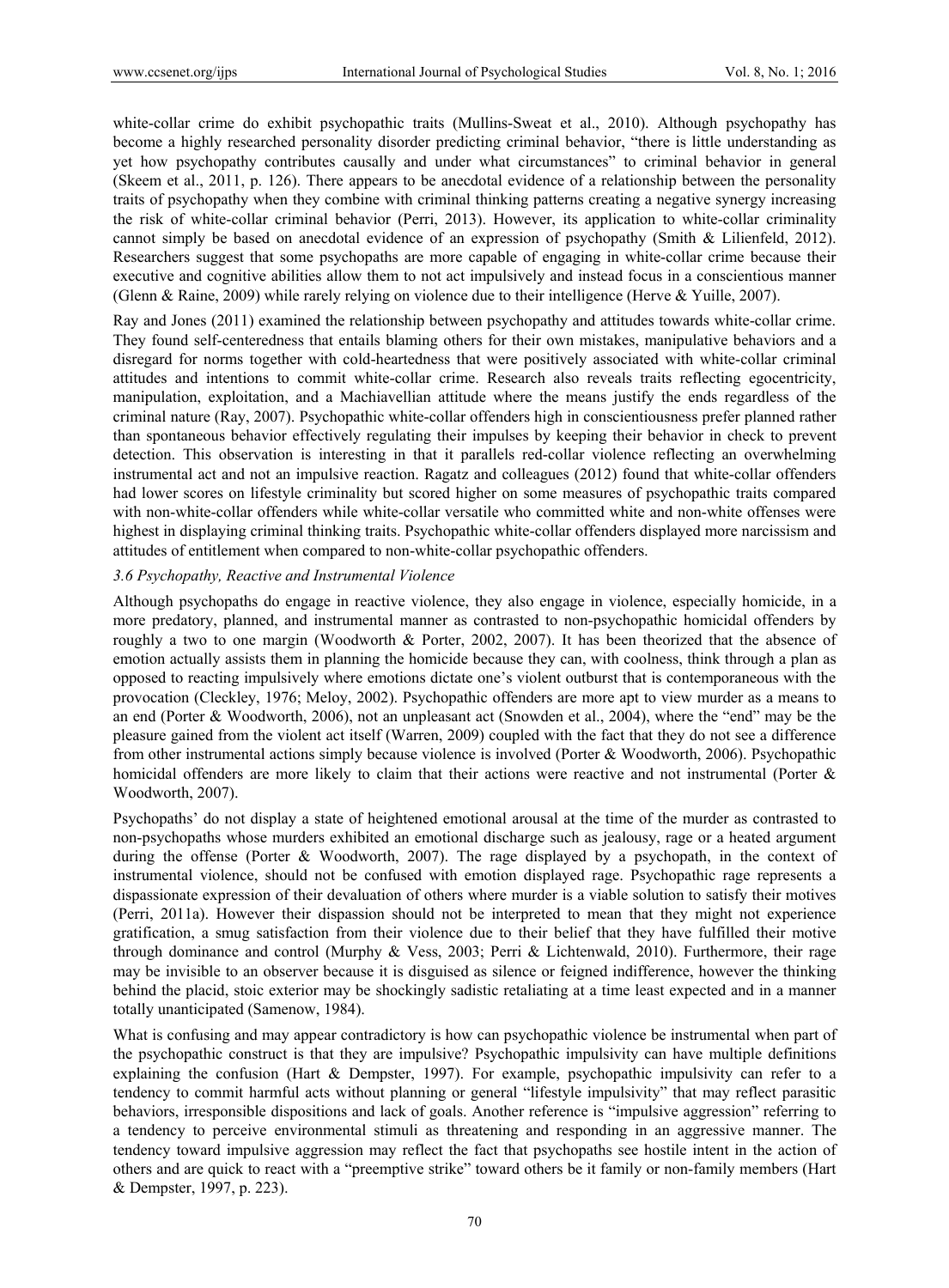white-collar crime do exhibit psychopathic traits (Mullins-Sweat et al., 2010). Although psychopathy has become a highly researched personality disorder predicting criminal behavior, "there is little understanding as yet how psychopathy contributes causally and under what circumstances" to criminal behavior in general (Skeem et al., 2011, p. 126). There appears to be anecdotal evidence of a relationship between the personality traits of psychopathy when they combine with criminal thinking patterns creating a negative synergy increasing the risk of white-collar criminal behavior (Perri, 2013). However, its application to white-collar criminality cannot simply be based on anecdotal evidence of an expression of psychopathy (Smith & Lilienfeld, 2012). Researchers suggest that some psychopaths are more capable of engaging in white-collar crime because their executive and cognitive abilities allow them to not act impulsively and instead focus in a conscientious manner (Glenn & Raine, 2009) while rarely relying on violence due to their intelligence (Herve & Yuille, 2007).

Ray and Jones (2011) examined the relationship between psychopathy and attitudes towards white-collar crime. They found self-centeredness that entails blaming others for their own mistakes, manipulative behaviors and a disregard for norms together with cold-heartedness that were positively associated with white-collar criminal attitudes and intentions to commit white-collar crime. Research also reveals traits reflecting egocentricity, manipulation, exploitation, and a Machiavellian attitude where the means justify the ends regardless of the criminal nature (Ray, 2007). Psychopathic white-collar offenders high in conscientiousness prefer planned rather than spontaneous behavior effectively regulating their impulses by keeping their behavior in check to prevent detection. This observation is interesting in that it parallels red-collar violence reflecting an overwhelming instrumental act and not an impulsive reaction. Ragatz and colleagues (2012) found that white-collar offenders had lower scores on lifestyle criminality but scored higher on some measures of psychopathic traits compared with non-white-collar offenders while white-collar versatile who committed white and non-white offenses were highest in displaying criminal thinking traits. Psychopathic white-collar offenders displayed more narcissism and attitudes of entitlement when compared to non-white-collar psychopathic offenders.

### *3.6 Psychopathy, Reactive and Instrumental Violence*

Although psychopaths do engage in reactive violence, they also engage in violence, especially homicide, in a more predatory, planned, and instrumental manner as contrasted to non-psychopathic homicidal offenders by roughly a two to one margin (Woodworth & Porter, 2002, 2007). It has been theorized that the absence of emotion actually assists them in planning the homicide because they can, with coolness, think through a plan as opposed to reacting impulsively where emotions dictate one's violent outburst that is contemporaneous with the provocation (Cleckley, 1976; Meloy, 2002). Psychopathic offenders are more apt to view murder as a means to an end (Porter & Woodworth, 2006), not an unpleasant act (Snowden et al., 2004), where the "end" may be the pleasure gained from the violent act itself (Warren, 2009) coupled with the fact that they do not see a difference from other instrumental actions simply because violence is involved (Porter & Woodworth, 2006). Psychopathic homicidal offenders are more likely to claim that their actions were reactive and not instrumental (Porter & Woodworth, 2007).

Psychopaths' do not display a state of heightened emotional arousal at the time of the murder as contrasted to non-psychopaths whose murders exhibited an emotional discharge such as jealousy, rage or a heated argument during the offense (Porter & Woodworth, 2007). The rage displayed by a psychopath, in the context of instrumental violence, should not be confused with emotion displayed rage. Psychopathic rage represents a dispassionate expression of their devaluation of others where murder is a viable solution to satisfy their motives (Perri, 2011a). However their dispassion should not be interpreted to mean that they might not experience gratification, a smug satisfaction from their violence due to their belief that they have fulfilled their motive through dominance and control (Murphy & Vess, 2003; Perri & Lichtenwald, 2010). Furthermore, their rage may be invisible to an observer because it is disguised as silence or feigned indifference, however the thinking behind the placid, stoic exterior may be shockingly sadistic retaliating at a time least expected and in a manner totally unanticipated (Samenow, 1984).

What is confusing and may appear contradictory is how can psychopathic violence be instrumental when part of the psychopathic construct is that they are impulsive? Psychopathic impulsivity can have multiple definitions explaining the confusion (Hart & Dempster, 1997). For example, psychopathic impulsivity can refer to a tendency to commit harmful acts without planning or general "lifestyle impulsivity" that may reflect parasitic behaviors, irresponsible dispositions and lack of goals. Another reference is "impulsive aggression" referring to a tendency to perceive environmental stimuli as threatening and responding in an aggressive manner. The tendency toward impulsive aggression may reflect the fact that psychopaths see hostile intent in the action of others and are quick to react with a "preemptive strike" toward others be it family or non-family members (Hart & Dempster, 1997, p. 223).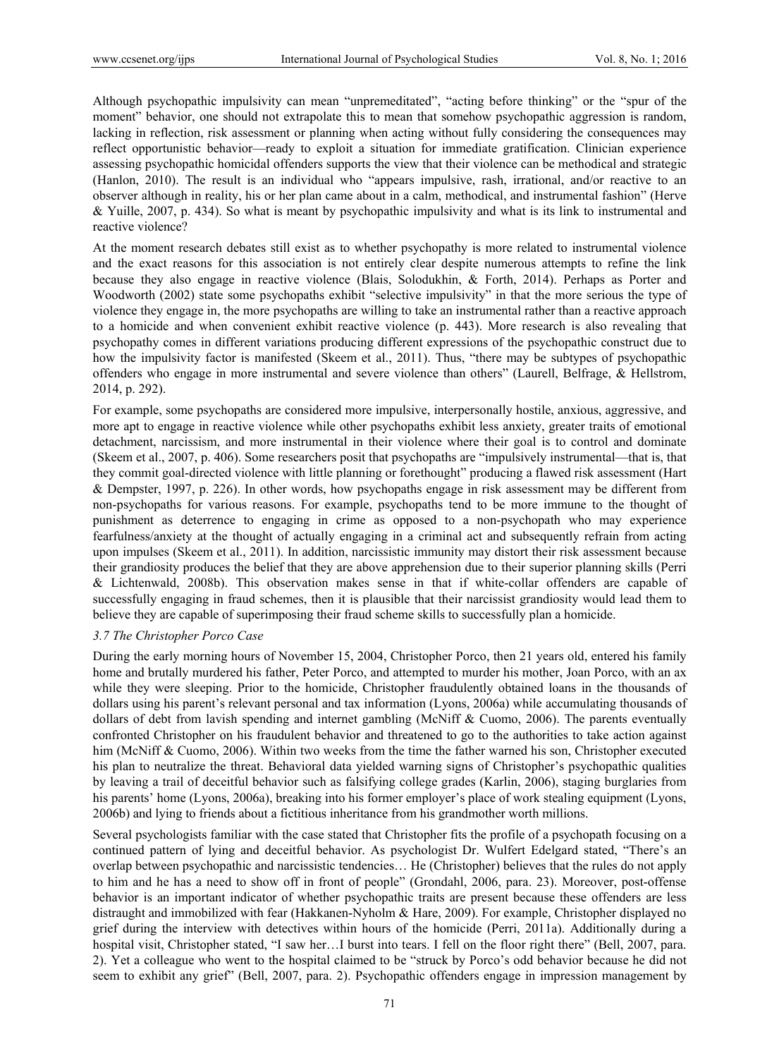Although psychopathic impulsivity can mean "unpremeditated", "acting before thinking" or the "spur of the moment" behavior, one should not extrapolate this to mean that somehow psychopathic aggression is random, lacking in reflection, risk assessment or planning when acting without fully considering the consequences may reflect opportunistic behavior—ready to exploit a situation for immediate gratification. Clinician experience assessing psychopathic homicidal offenders supports the view that their violence can be methodical and strategic (Hanlon, 2010). The result is an individual who "appears impulsive, rash, irrational, and/or reactive to an observer although in reality, his or her plan came about in a calm, methodical, and instrumental fashion" (Herve & Yuille, 2007, p. 434). So what is meant by psychopathic impulsivity and what is its link to instrumental and reactive violence?

At the moment research debates still exist as to whether psychopathy is more related to instrumental violence and the exact reasons for this association is not entirely clear despite numerous attempts to refine the link because they also engage in reactive violence (Blais, Solodukhin, & Forth, 2014). Perhaps as Porter and Woodworth (2002) state some psychopaths exhibit "selective impulsivity" in that the more serious the type of violence they engage in, the more psychopaths are willing to take an instrumental rather than a reactive approach to a homicide and when convenient exhibit reactive violence (p. 443). More research is also revealing that psychopathy comes in different variations producing different expressions of the psychopathic construct due to how the impulsivity factor is manifested (Skeem et al., 2011). Thus, "there may be subtypes of psychopathic offenders who engage in more instrumental and severe violence than others" (Laurell, Belfrage, & Hellstrom, 2014, p. 292).

For example, some psychopaths are considered more impulsive, interpersonally hostile, anxious, aggressive, and more apt to engage in reactive violence while other psychopaths exhibit less anxiety, greater traits of emotional detachment, narcissism, and more instrumental in their violence where their goal is to control and dominate (Skeem et al., 2007, p. 406). Some researchers posit that psychopaths are "impulsively instrumental—that is, that they commit goal-directed violence with little planning or forethought" producing a flawed risk assessment (Hart & Dempster, 1997, p. 226). In other words, how psychopaths engage in risk assessment may be different from non-psychopaths for various reasons. For example, psychopaths tend to be more immune to the thought of punishment as deterrence to engaging in crime as opposed to a non-psychopath who may experience fearfulness/anxiety at the thought of actually engaging in a criminal act and subsequently refrain from acting upon impulses (Skeem et al., 2011). In addition, narcissistic immunity may distort their risk assessment because their grandiosity produces the belief that they are above apprehension due to their superior planning skills (Perri & Lichtenwald, 2008b). This observation makes sense in that if white-collar offenders are capable of successfully engaging in fraud schemes, then it is plausible that their narcissist grandiosity would lead them to believe they are capable of superimposing their fraud scheme skills to successfully plan a homicide.

### 3.7 The Christopher Porco Case

During the early morning hours of November 15, 2004, Christopher Porco, then 21 years old, entered his family home and brutally murdered his father, Peter Porco, and attempted to murder his mother, Joan Porco, with an ax while they were sleeping. Prior to the homicide, Christopher fraudulently obtained loans in the thousands of dollars using his parent's relevant personal and tax information (Lyons, 2006a) while accumulating thousands of dollars of debt from lavish spending and internet gambling (McNiff & Cuomo, 2006). The parents eventually confronted Christopher on his fraudulent behavior and threatened to go to the authorities to take action against him (McNiff & Cuomo, 2006). Within two weeks from the time the father warned his son, Christopher executed his plan to neutralize the threat. Behavioral data yielded warning signs of Christopher's psychopathic qualities by leaving a trail of deceitful behavior such as falsifying college grades (Karlin, 2006), staging burglaries from his parents' home (Lyons, 2006a), breaking into his former employer's place of work stealing equipment (Lyons, 2006b) and lying to friends about a fictitious inheritance from his grandmother worth millions.

Several psychologists familiar with the case stated that Christopher fits the profile of a psychopath focusing on a continued pattern of lying and deceitful behavior. As psychologist Dr. Wulfert Edelgard stated, "There's an overlap between psychopathic and narcissistic tendencies… He (Christopher) believes that the rules do not apply to him and he has a need to show off in front of people" (Grondahl, 2006, para. 23). Moreover, post-offense behavior is an important indicator of whether psychopathic traits are present because these offenders are less distraught and immobilized with fear (Hakkanen-Nyholm & Hare, 2009). For example, Christopher displayed no grief during the interview with detectives within hours of the homicide (Perri, 2011a). Additionally during a hospital visit, Christopher stated, "I saw her…I burst into tears. I fell on the floor right there" (Bell, 2007, para. 2). Yet a colleague who went to the hospital claimed to be "struck by Porco's odd behavior because he did not seem to exhibit any grief" (Bell, 2007, para. 2). Psychopathic offenders engage in impression management by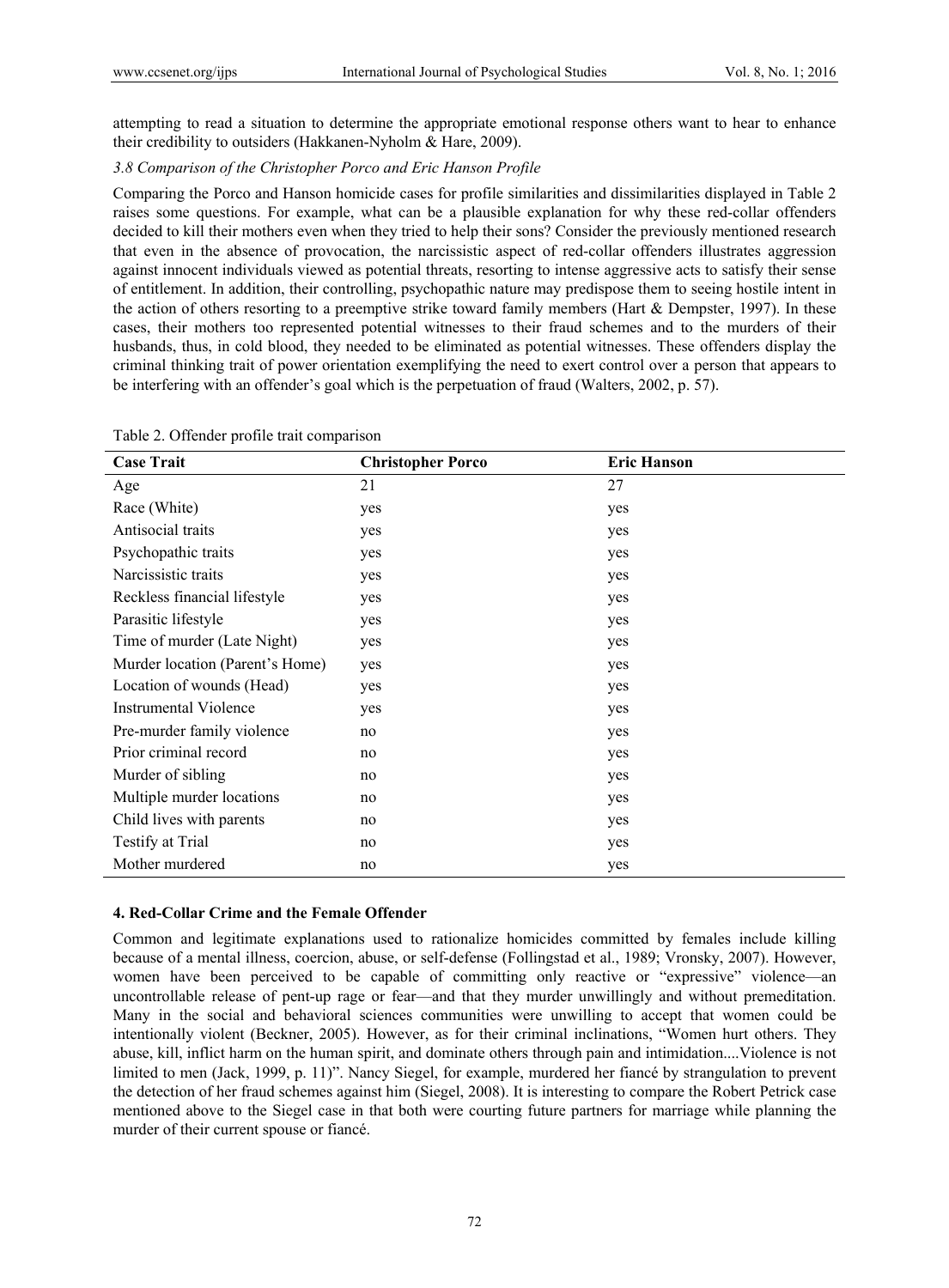attempting to read a situation to determine the appropriate emotional response others want to hear to enhance their credibility to outsiders (Hakkanen-Nyholm & Hare, 2009).

### *3.8 Comparison of the Christopher Porco and Eric Hanson Profile*

Comparing the Porco and Hanson homicide cases for profile similarities and dissimilarities displayed in Table 2 raises some questions. For example, what can be a plausible explanation for why these red-collar offenders decided to kill their mothers even when they tried to help their sons? Consider the previously mentioned research that even in the absence of provocation, the narcissistic aspect of red-collar offenders illustrates aggression against innocent individuals viewed as potential threats, resorting to intense aggressive acts to satisfy their sense of entitlement. In addition, their controlling, psychopathic nature may predispose them to seeing hostile intent in the action of others resorting to a preemptive strike toward family members (Hart & Dempster, 1997). In these cases, their mothers too represented potential witnesses to their fraud schemes and to the murders of their husbands, thus, in cold blood, they needed to be eliminated as potential witnesses. These offenders display the criminal thinking trait of power orientation exemplifying the need to exert control over a person that appears to be interfering with an offender's goal which is the perpetuation of fraud (Walters, 2002, p. 57).

Table 2. Offender profile trait comparison

| Case Trait | Christopher Porco | Eric Hanson |
|---|---|---|
| Age | 21 | 27 |
| Race (White) | yes | yes |
| Antisocial traits | yes | yes |
| Psychopathic traits | yes | yes |
| Narcissistic traits | yes | yes |
| Reckless financial lifestyle | yes | yes |
| Parasitic lifestyle | yes | yes |
| Time of murder (Late Night) | yes | yes |
| Murder location (Parent's Home) | yes | yes |
| Location of wounds (Head) | yes | yes |
| Instrumental Violence | yes | yes |
| Pre-murder family violence | no | yes |
| Prior criminal record | no | yes |
| Murder of sibling | no | yes |
| Multiple murder locations | no | yes |
| Child lives with parents | no | yes |
| Testify at Trial | no | yes |
| Mother murdered | no | yes |

## 4. Red-Collar Crime and the Female Offender

Common and legitimate explanations used to rationalize homicides committed by females include killing because of a mental illness, coercion, abuse, or self-defense (Follingstad et al., 1989; Vronsky, 2007). However, women have been perceived to be capable of committing only reactive or "expressive" violence—an uncontrollable release of pent-up rage or fear—and that they murder unwillingly and without premeditation. Many in the social and behavioral sciences communities were unwilling to accept that women could be intentionally violent (Beckner, 2005). However, as for their criminal inclinations, "Women hurt others. They abuse, kill, inflict harm on the human spirit, and dominate others through pain and intimidation....Violence is not limited to men (Jack, 1999, p. 11)". Nancy Siegel, for example, murdered her fiancé by strangulation to prevent the detection of her fraud schemes against him (Siegel, 2008). It is interesting to compare the Robert Petrick case mentioned above to the Siegel case in that both were courting future partners for marriage while planning the murder of their current spouse or fiancé.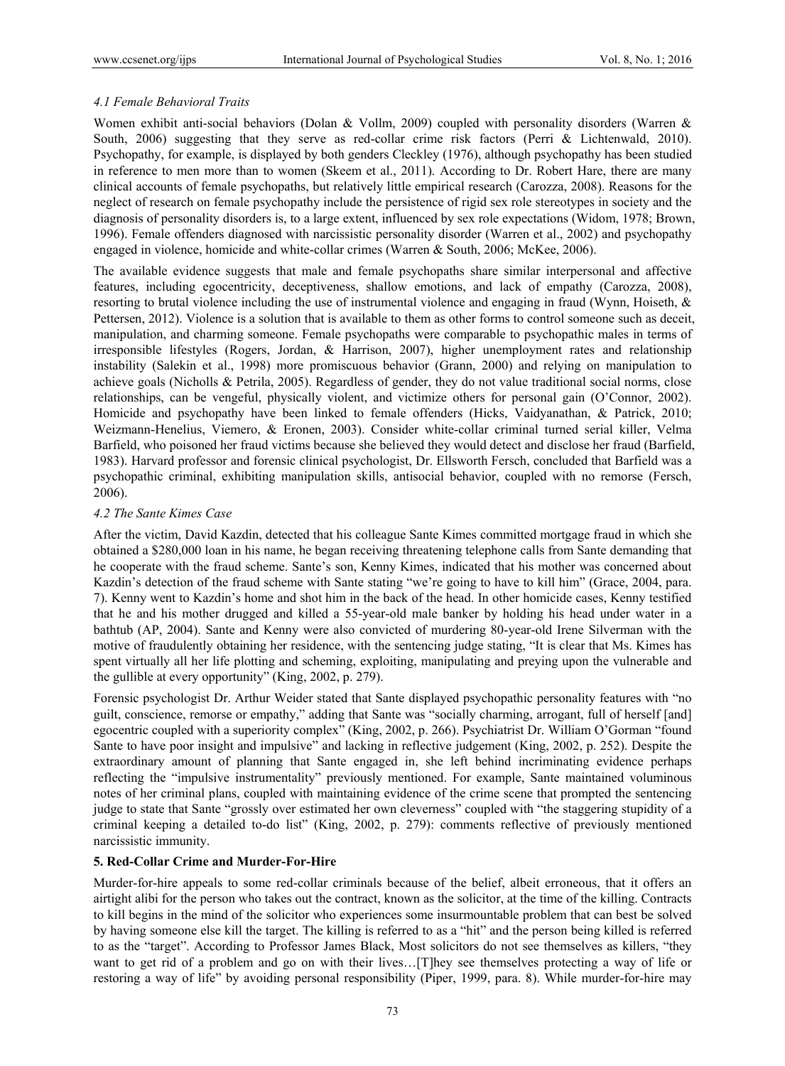### *4.1 Female Behavioral Traits*

Women exhibit anti-social behaviors (Dolan & Vollm, 2009) coupled with personality disorders (Warren & South, 2006) suggesting that they serve as red-collar crime risk factors (Perri & Lichtenwald, 2010). Psychopathy, for example, is displayed by both genders Cleckley (1976), although psychopathy has been studied in reference to men more than to women (Skeem et al., 2011). According to Dr. Robert Hare, there are many clinical accounts of female psychopaths, but relatively little empirical research (Carozza, 2008). Reasons for the neglect of research on female psychopathy include the persistence of rigid sex role stereotypes in society and the diagnosis of personality disorders is, to a large extent, influenced by sex role expectations (Widom, 1978; Brown, 1996). Female offenders diagnosed with narcissistic personality disorder (Warren et al., 2002) and psychopathy engaged in violence, homicide and white-collar crimes (Warren & South, 2006; McKee, 2006).

The available evidence suggests that male and female psychopaths share similar interpersonal and affective features, including egocentricity, deceptiveness, shallow emotions, and lack of empathy (Carozza, 2008), resorting to brutal violence including the use of instrumental violence and engaging in fraud (Wynn, Hoiseth, & Pettersen, 2012). Violence is a solution that is available to them as other forms to control someone such as deceit, manipulation, and charming someone. Female psychopaths were comparable to psychopathic males in terms of irresponsible lifestyles (Rogers, Jordan, & Harrison, 2007), higher unemployment rates and relationship instability (Salekin et al., 1998) more promiscuous behavior (Grann, 2000) and relying on manipulation to achieve goals (Nicholls & Petrila, 2005). Regardless of gender, they do not value traditional social norms, close relationships, can be vengeful, physically violent, and victimize others for personal gain (O'Connor, 2002). Homicide and psychopathy have been linked to female offenders (Hicks, Vaidyanathan, & Patrick, 2010; Weizmann-Henelius, Viemero, & Eronen, 2003). Consider white-collar criminal turned serial killer, Velma Barfield, who poisoned her fraud victims because she believed they would detect and disclose her fraud (Barfield, 1983). Harvard professor and forensic clinical psychologist, Dr. Ellsworth Fersch, concluded that Barfield was a psychopathic criminal, exhibiting manipulation skills, antisocial behavior, coupled with no remorse (Fersch, 2006).

### *4.2 The Sante Kimes Case*

After the victim, David Kazdin, detected that his colleague Sante Kimes committed mortgage fraud in which she obtained a $280,000 loan in his name, he began receiving threatening telephone calls from Sante demanding that he cooperate with the fraud scheme. Sante's son, Kenny Kimes, indicated that his mother was concerned about Kazdin's detection of the fraud scheme with Sante stating "we're going to have to kill him" (Grace, 2004, para. 7). Kenny went to Kazdin's home and shot him in the back of the head. In other homicide cases, Kenny testified that he and his mother drugged and killed a 55-year-old male banker by holding his head under water in a bathtub (AP, 2004). Sante and Kenny were also convicted of murdering 80-year-old Irene Silverman with the motive of fraudulently obtaining her residence, with the sentencing judge stating, "It is clear that Ms. Kimes has spent virtually all her life plotting and scheming, exploiting, manipulating and preying upon the vulnerable and the gullible at every opportunity" (King, 2002, p. 279).

Forensic psychologist Dr. Arthur Weider stated that Sante displayed psychopathic personality features with "no guilt, conscience, remorse or empathy," adding that Sante was "socially charming, arrogant, full of herself [and] egocentric coupled with a superiority complex" (King, 2002, p. 266). Psychiatrist Dr. William O'Gorman "found Sante to have poor insight and impulsive" and lacking in reflective judgement (King, 2002, p. 252). Despite the extraordinary amount of planning that Sante engaged in, she left behind incriminating evidence perhaps reflecting the "impulsive instrumentality" previously mentioned. For example, Sante maintained voluminous notes of her criminal plans, coupled with maintaining evidence of the crime scene that prompted the sentencing judge to state that Sante "grossly over estimated her own cleverness" coupled with "the staggering stupidity of a criminal keeping a detailed to-do list" (King, 2002, p. 279): comments reflective of previously mentioned narcissistic immunity.

## **5. Red-Collar Crime and Murder-For-Hire**

Murder-for-hire appeals to some red-collar criminals because of the belief, albeit erroneous, that it offers an airtight alibi for the person who takes out the contract, known as the solicitor, at the time of the killing. Contracts to kill begins in the mind of the solicitor who experiences some insurmountable problem that can best be solved by having someone else kill the target. The killing is referred to as a "hit" and the person being killed is referred to as the "target". According to Professor James Black, Most solicitors do not see themselves as killers, "they want to get rid of a problem and go on with their lives…[T]hey see themselves protecting a way of life or restoring a way of life" by avoiding personal responsibility (Piper, 1999, para. 8). While murder-for-hire may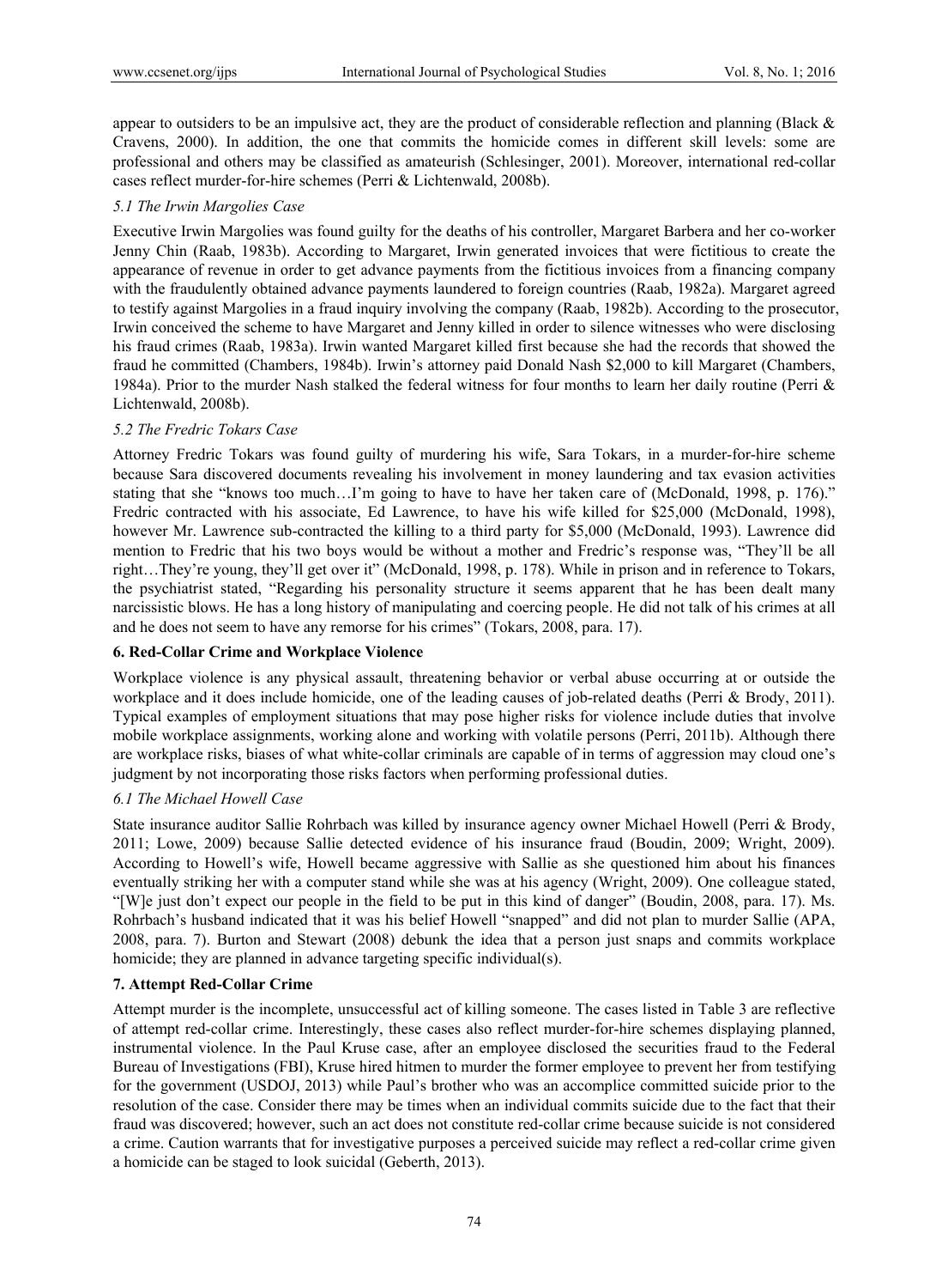appear to outsiders to be an impulsive act, they are the product of considerable reflection and planning (Black & Cravens, 2000). In addition, the one that commits the homicide comes in different skill levels: some are professional and others may be classified as amateurish (Schlesinger, 2001). Moreover, international red-collar cases reflect murder-for-hire schemes (Perri & Lichtenwald, 2008b).

### *5.1 The Irwin Margolies Case*

Executive Irwin Margolies was found guilty for the deaths of his controller, Margaret Barbera and her co-worker Jenny Chin (Raab, 1983b). According to Margaret, Irwin generated invoices that were fictitious to create the appearance of revenue in order to get advance payments from the fictitious invoices from a financing company with the fraudulently obtained advance payments laundered to foreign countries (Raab, 1982a). Margaret agreed to testify against Margolies in a fraud inquiry involving the company (Raab, 1982b). According to the prosecutor, Irwin conceived the scheme to have Margaret and Jenny killed in order to silence witnesses who were disclosing his fraud crimes (Raab, 1983a). Irwin wanted Margaret killed first because she had the records that showed the fraud he committed (Chambers, 1984b). Irwin's attorney paid Donald Nash $2,000 to kill Margaret (Chambers, 1984a). Prior to the murder Nash stalked the federal witness for four months to learn her daily routine (Perri & Lichtenwald, 2008b).

### *5.2 The Fredric Tokars Case*

Attorney Fredric Tokars was found guilty of murdering his wife, Sara Tokars, in a murder-for-hire scheme because Sara discovered documents revealing his involvement in money laundering and tax evasion activities stating that she "knows too much…I'm going to have to have her taken care of (McDonald, 1998, p. 176)." Fredric contracted with his associate, Ed Lawrence, to have his wife killed for $25,000 (McDonald, 1998), however Mr. Lawrence sub-contracted the killing to a third party for $5,000 (McDonald, 1993). Lawrence did mention to Fredric that his two boys would be without a mother and Fredric's response was, "They'll be all right…They're young, they'll get over it" (McDonald, 1998, p. 178). While in prison and in reference to Tokars, the psychiatrist stated, "Regarding his personality structure it seems apparent that he has been dealt many narcissistic blows. He has a long history of manipulating and coercing people. He did not talk of his crimes at all and he does not seem to have any remorse for his crimes" (Tokars, 2008, para. 17).

## 6. Red-Collar Crime and Workplace Violence

Workplace violence is any physical assault, threatening behavior or verbal abuse occurring at or outside the workplace and it does include homicide, one of the leading causes of job-related deaths (Perri & Brody, 2011). Typical examples of employment situations that may pose higher risks for violence include duties that involve mobile workplace assignments, working alone and working with volatile persons (Perri, 2011b). Although there are workplace risks, biases of what white-collar criminals are capable of in terms of aggression may cloud one's judgment by not incorporating those risks factors when performing professional duties.

### *6.1 The Michael Howell Case*

State insurance auditor Sallie Rohrbach was killed by insurance agency owner Michael Howell (Perri & Brody, 2011; Lowe, 2009) because Sallie detected evidence of his insurance fraud (Boudin, 2009; Wright, 2009). According to Howell's wife, Howell became aggressive with Sallie as she questioned him about his finances eventually striking her with a computer stand while she was at his agency (Wright, 2009). One colleague stated, "[W]e just don't expect our people in the field to be put in this kind of danger" (Boudin, 2008, para. 17). Ms. Rohrbach's husband indicated that it was his belief Howell "snapped" and did not plan to murder Sallie (APA, 2008, para. 7). Burton and Stewart (2008) debunk the idea that a person just snaps and commits workplace homicide; they are planned in advance targeting specific individual(s).

## 7. Attempt Red-Collar Crime

Attempt murder is the incomplete, unsuccessful act of killing someone. The cases listed in Table 3 are reflective of attempt red-collar crime. Interestingly, these cases also reflect murder-for-hire schemes displaying planned, instrumental violence. In the Paul Kruse case, after an employee disclosed the securities fraud to the Federal Bureau of Investigations (FBI), Kruse hired hitmen to murder the former employee to prevent her from testifying for the government (USDOJ, 2013) while Paul's brother who was an accomplice committed suicide prior to the resolution of the case. Consider there may be times when an individual commits suicide due to the fact that their fraud was discovered; however, such an act does not constitute red-collar crime because suicide is not considered a crime. Caution warrants that for investigative purposes a perceived suicide may reflect a red-collar crime given a homicide can be staged to look suicidal (Geberth, 2013).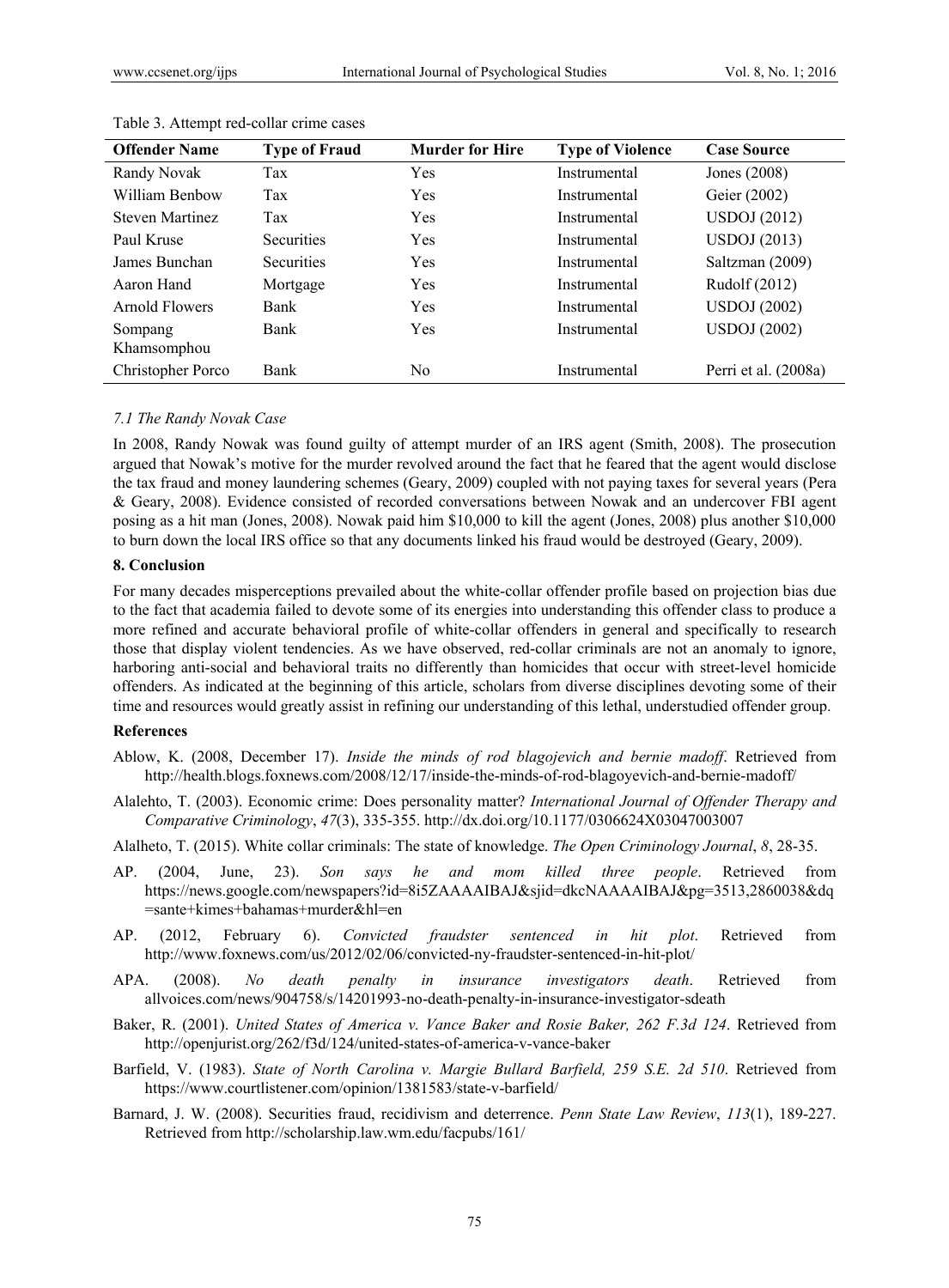Table 3. Attempt red-collar crime cases

| Offender Name | Type of Fraud | Murder for Hire | Type of Violence | Case Source |
|---|---|---|---|---|
| Randy Novak | Tax | Yes | Instrumental | Jones (2008) |
| William Benbow | Tax | Yes | Instrumental | Geier (2002) |
| Steven Martinez | Tax | Yes | Instrumental | USDOJ (2012) |
| Paul Kruse | Securities | Yes | Instrumental | USDOJ (2013) |
| James Bunchan | Securities | Yes | Instrumental | Saltzman (2009) |
| Aaron Hand | Mortgage | Yes | Instrumental | Rudolf (2012) |
| Arnold Flowers | Bank | Yes | Instrumental | USDOJ (2002) |
| Sompang Khamsomphou | Bank | Yes | Instrumental | USDOJ (2002) |
| Christopher Porco | Bank | No | Instrumental | Perri et al. (2008a) |

### *7.1 The Randy Novak Case*

In 2008, Randy Nowak was found guilty of attempt murder of an IRS agent (Smith, 2008). The prosecution argued that Nowak's motive for the murder revolved around the fact that he feared that the agent would disclose the tax fraud and money laundering schemes (Geary, 2009) coupled with not paying taxes for several years (Pera & Geary, 2008). Evidence consisted of recorded conversations between Nowak and an undercover FBI agent posing as a hit man (Jones, 2008). Nowak paid him $10,000 to kill the agent (Jones, 2008) plus another $10,000 to burn down the local IRS office so that any documents linked his fraud would be destroyed (Geary, 2009).

## 8. Conclusion

For many decades misperceptions prevailed about the white-collar offender profile based on projection bias due to the fact that academia failed to devote some of its energies into understanding this offender class to produce a more refined and accurate behavioral profile of white-collar offenders in general and specifically to research those that display violent tendencies. As we have observed, red-collar criminals are not an anomaly to ignore, harboring anti-social and behavioral traits no differently than homicides that occur with street-level homicide offenders. As indicated at the beginning of this article, scholars from diverse disciplines devoting some of their time and resources would greatly assist in refining our understanding of this lethal, understudied offender group.

## References

Ablow, K. (2008, December 17). *Inside the minds of rod blagojevich and bernie madoff*. Retrieved from http://health.blogs.foxnews.com/2008/12/17/inside-the-minds-of-rod-blagoyevich-and-bernie-madoff/

Alalehto, T. (2003). Economic crime: Does personality matter? *International Journal of Offender Therapy and Comparative Criminology*, *47*(3), 335-355. http://dx.doi.org/10.1177/0306624X03047003007

Alalheto, T. (2015). White collar criminals: The state of knowledge. *The Open Criminology Journal*, *8*, 28-35.

AP. (2004, June, 23). *Son says he and mom killed three people*. Retrieved from https://news.google.com/newspapers?id=8i5ZAAAAIBAJ&sjid=dkcNAAAAIBAJ&pg=3513,2860038&dq=sante+kimes+bahamas+murder&hl=en

AP. (2012, February 6). *Convicted fraudster sentenced in hit plot*. Retrieved from http://www.foxnews.com/us/2012/02/06/convicted-ny-fraudster-sentenced-in-hit-plot/

APA. (2008). *No death penalty in insurance investigators death*. Retrieved from allvoices.com/news/904758/s/14201993-no-death-penalty-in-insurance-investigator-sdeath

Baker, R. (2001). *United States of America v. Vance Baker and Rosie Baker, 262 F.3d 124*. Retrieved from http://openjurist.org/262/f3d/124/united-states-of-america-v-vance-baker

Barfield, V. (1983). *State of North Carolina v. Margie Bullard Barfield, 259 S.E. 2d 510*. Retrieved from https://www.courtlistener.com/opinion/1381583/state-v-barfield/

Barnard, J. W. (2008). Securities fraud, recidivism and deterrence. *Penn State Law Review*, *113*(1), 189-227. Retrieved from http://scholarship.law.wm.edu/facpubs/161/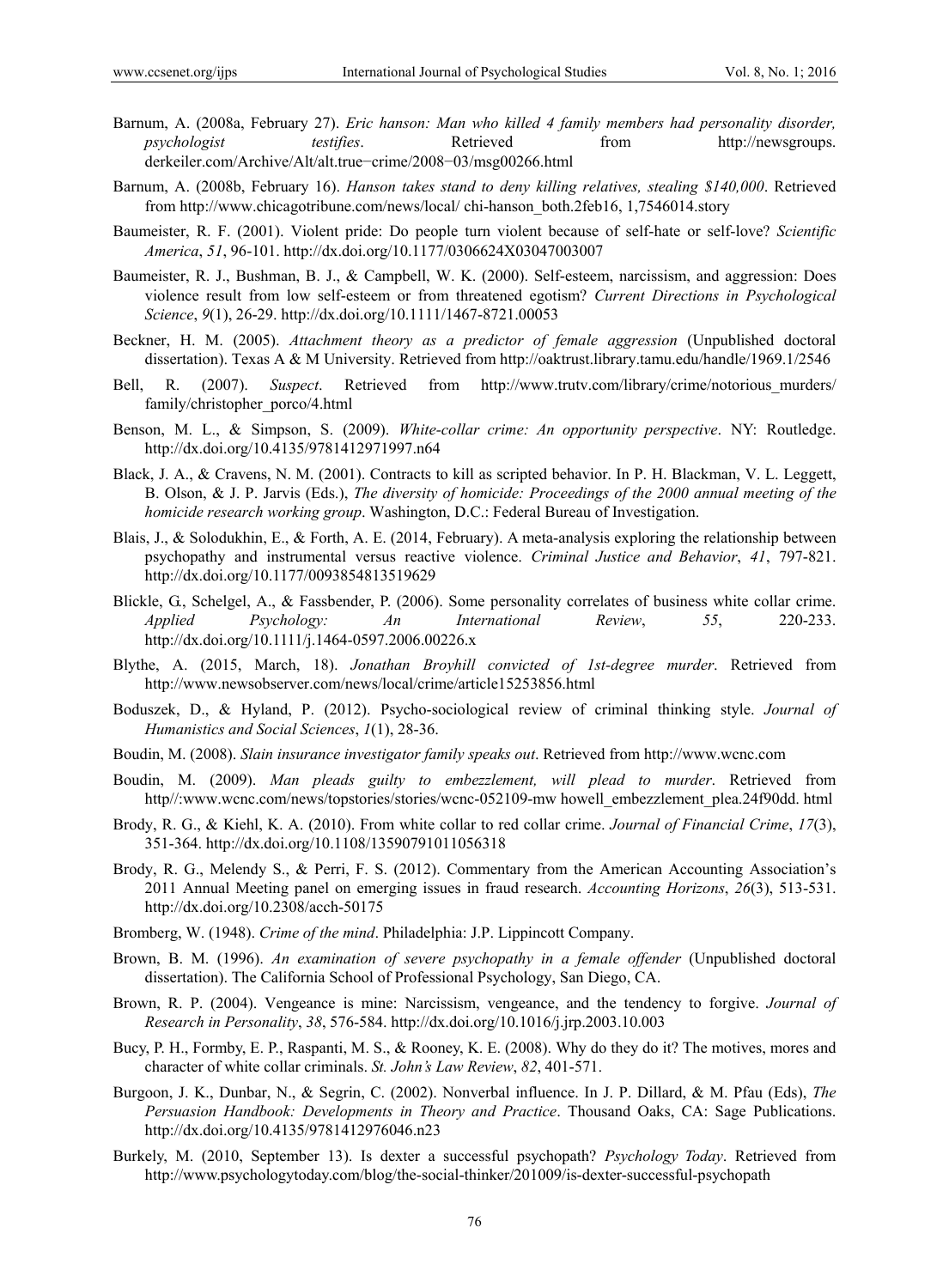Barnum, A. (2008a, February 27). *Eric hanson: Man who killed 4 family members had personality disorder, psychologist testifies*. Retrieved from http://newsgroups. derkeiler.com/Archive/Alt/alt.true−crime/2008−03/msg00266.html

Barnum, A. (2008b, February 16). *Hanson takes stand to deny killing relatives, stealing $140,000*. Retrieved from http://www.chicagotribune.com/news/local/ chi-hanson_both.2feb16, 1,7546014.story

Baumeister, R. F. (2001). Violent pride: Do people turn violent because of self-hate or self-love? *Scientific America*, *51*, 96-101. http://dx.doi.org/10.1177/0306624X03047003007

Baumeister, R. J., Bushman, B. J., & Campbell, W. K. (2000). Self-esteem, narcissism, and aggression: Does violence result from low self-esteem or from threatened egotism? *Current Directions in Psychological Science*, *9*(1), 26-29. http://dx.doi.org/10.1111/1467-8721.00053

Beckner, H. M. (2005). *Attachment theory as a predictor of female aggression* (Unpublished doctoral dissertation). Texas A & M University. Retrieved from http://oaktrust.library.tamu.edu/handle/1969.1/2546

Bell, R. (2007). *Suspect*. Retrieved from http://www.trutv.com/library/crime/notorious_murders/ family/christopher_porco/4.html

Benson, M. L., & Simpson, S. (2009). *White-collar crime: An opportunity perspective*. NY: Routledge. http://dx.doi.org/10.4135/9781412971997.n64

Black, J. A., & Cravens, N. M. (2001). Contracts to kill as scripted behavior. In P. H. Blackman, V. L. Leggett, B. Olson, & J. P. Jarvis (Eds.), *The diversity of homicide: Proceedings of the 2000 annual meeting of the homicide research working group*. Washington, D.C.: Federal Bureau of Investigation.

Blais, J., & Solodukhin, E., & Forth, A. E. (2014, February). A meta-analysis exploring the relationship between psychopathy and instrumental versus reactive violence. *Criminal Justice and Behavior*, *41*, 797-821. http://dx.doi.org/10.1177/0093854813519629

Blickle, G., Schelgel, A., & Fassbender, P. (2006). Some personality correlates of business white collar crime. *Applied Psychology: An International Review*, *55*, 220-233. http://dx.doi.org/10.1111/j.1464-0597.2006.00226.x

Blythe, A. (2015, March, 18). *Jonathan Broyhill convicted of 1st-degree murder*. Retrieved from http://www.newsobserver.com/news/local/crime/article15253856.html

Boduszek, D., & Hyland, P. (2012). Psycho-sociological review of criminal thinking style. *Journal of Humanistics and Social Sciences*, *1*(1), 28-36.

Boudin, M. (2008). *Slain insurance investigator family speaks out*. Retrieved from http://www.wcnc.com

Boudin, M. (2009). *Man pleads guilty to embezzlement, will plead to murder*. Retrieved from http//:www.wcnc.com/news/topstories/stories/wcnc-052109-mw howell_embezzlement_plea.24f90dd. html

Brody, R. G., & Kiehl, K. A. (2010). From white collar to red collar crime. *Journal of Financial Crime*, *17*(3), 351-364. http://dx.doi.org/10.1108/13590791011056318

Brody, R. G., Melendy S., & Perri, F. S. (2012). Commentary from the American Accounting Association's 2011 Annual Meeting panel on emerging issues in fraud research. *Accounting Horizons*, *26*(3), 513-531. http://dx.doi.org/10.2308/acch-50175

Bromberg, W. (1948). *Crime of the mind*. Philadelphia: J.P. Lippincott Company.

Brown, B. M. (1996). *An examination of severe psychopathy in a female offender* (Unpublished doctoral dissertation). The California School of Professional Psychology, San Diego, CA.

Brown, R. P. (2004). Vengeance is mine: Narcissism, vengeance, and the tendency to forgive. *Journal of Research in Personality*, *38*, 576-584. http://dx.doi.org/10.1016/j.jrp.2003.10.003

Bucy, P. H., Formby, E. P., Raspanti, M. S., & Rooney, K. E. (2008). Why do they do it? The motives, mores and character of white collar criminals. *St. John's Law Review*, *82*, 401-571.

Burgoon, J. K., Dunbar, N., & Segrin, C. (2002). Nonverbal influence. In J. P. Dillard, & M. Pfau (Eds), *The Persuasion Handbook: Developments in Theory and Practice*. Thousand Oaks, CA: Sage Publications. http://dx.doi.org/10.4135/9781412976046.n23

Burkely, M. (2010, September 13). Is dexter a successful psychopath? *Psychology Today*. Retrieved from http://www.psychologytoday.com/blog/the-social-thinker/201009/is-dexter-successful-psychopath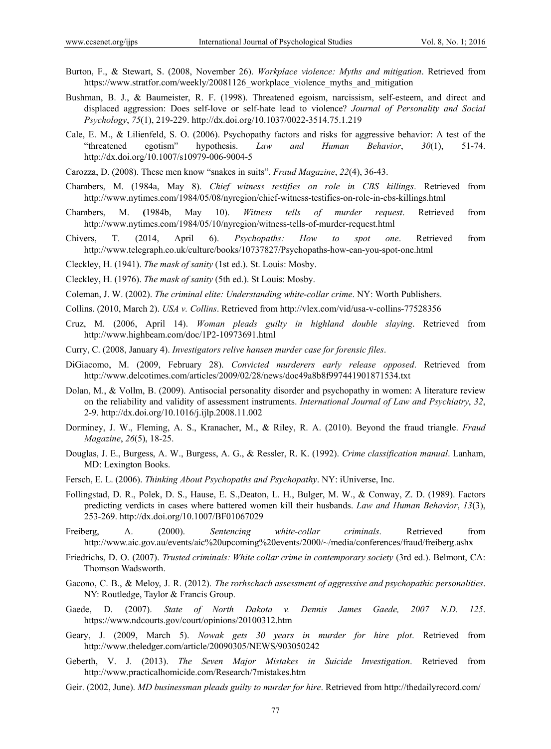Burton, F., & Stewart, S. (2008, November 26). *Workplace violence: Myths and mitigation*. Retrieved from https://www.stratfor.com/weekly/20081126_workplace_violence_myths_and_mitigation

Bushman, B. J., & Baumeister, R. F. (1998). Threatened egoism, narcissism, self-esteem, and direct and displaced aggression: Does self-love or self-hate lead to violence? *Journal of Personality and Social Psychology*, *75*(1), 219-229. http://dx.doi.org/10.1037/0022-3514.75.1.219

Cale, E. M., & Lilienfeld, S. O. (2006). Psychopathy factors and risks for aggressive behavior: A test of the "threatened egotism" hypothesis. *Law and Human Behavior*, *30*(1), 51-74. http://dx.doi.org/10.1007/s10979-006-9004-5

Carozza, D. (2008). These men know "snakes in suits". *Fraud Magazine*, *22*(4), 36-43.

Chambers, M. (1984a, May 8). *Chief witness testifies on role in CBS killings*. Retrieved from http://www.nytimes.com/1984/05/08/nyregion/chief-witness-testifies-on-role-in-cbs-killings.html

Chambers, M. (1984b, May 10). *Witness tells of murder request*. Retrieved from http://www.nytimes.com/1984/05/10/nyregion/witness-tells-of-murder-request.html

Chivers, T. (2014, April 6). *Psychopaths: How to spot one*. Retrieved from http://www.telegraph.co.uk/culture/books/10737827/Psychopaths-how-can-you-spot-one.html

Cleckley, H. (1941). *The mask of sanity* (1st ed.). St. Louis: Mosby.

Cleckley, H. (1976). *The mask of sanity* (5th ed.). St Louis: Mosby.

Coleman, J. W. (2002). *The criminal elite: Understanding white-collar crime*. NY: Worth Publishers.

Collins. (2010, March 2). *USA v. Collins*. Retrieved from http://vlex.com/vid/usa-v-collins-77528356

Cruz, M. (2006, April 14). *Woman pleads guilty in highland double slaying*. Retrieved from http://www.highbeam.com/doc/1P2-10973691.html

Curry, C. (2008, January 4). *Investigators relive hansen murder case for forensic files*.

DiGiacomo, M. (2009, February 28). *Convicted murderers early release opposed*. Retrieved from http://www.delcotimes.com/articles/2009/02/28/news/doc49a8b8f997441901871534.txt

Dolan, M., & Vollm, B. (2009). Antisocial personality disorder and psychopathy in women: A literature review on the reliability and validity of assessment instruments. *International Journal of Law and Psychiatry*, *32*, 2-9. http://dx.doi.org/10.1016/j.ijlp.2008.11.002

Dorminey, J. W., Fleming, A. S., Kranacher, M., & Riley, R. A. (2010). Beyond the fraud triangle. *Fraud Magazine*, *26*(5), 18-25.

Douglas, J. E., Burgess, A. W., Burgess, A. G., & Ressler, R. K. (1992). *Crime classification manual*. Lanham, MD: Lexington Books.

Fersch, E. L. (2006). *Thinking About Psychopaths and Psychopathy*. NY: iUniverse, Inc.

Follingstad, D. R., Polek, D. S., Hause, E. S.,Deaton, L. H., Bulger, M. W., & Conway, Z. D. (1989). Factors predicting verdicts in cases where battered women kill their husbands. *Law and Human Behavior*, *13*(3), 253-269. http://dx.doi.org/10.1007/BF01067029

Freiberg, A. (2000). *Sentencing white-collar criminals*. Retrieved from http://www.aic.gov.au/events/aic%20upcoming%20events/2000/~/media/conferences/fraud/freiberg.ashx

Friedrichs, D. O. (2007). *Trusted criminals: White collar crime in contemporary society* (3rd ed.). Belmont, CA: Thomson Wadsworth.

Gacono, C. B., & Meloy, J. R. (2012). *The rorhschach assessment of aggressive and psychopathic personalities*. NY: Routledge, Taylor & Francis Group.

Gaede, D. (2007). *State of North Dakota v. Dennis James Gaede, 2007 N.D. 125*. https://www.ndcourts.gov/court/opinions/20100312.htm

Geary, J. (2009, March 5). *Nowak gets 30 years in murder for hire plot*. Retrieved from http://www.theledger.com/article/20090305/NEWS/903050242

Geberth, V. J. (2013). *The Seven Major Mistakes in Suicide Investigation*. Retrieved from http://www.practicalhomicide.com/Research/7mistakes.htm

Geir. (2002, June). *MD businessman pleads guilty to murder for hire*. Retrieved from http://thedailyrecord.com/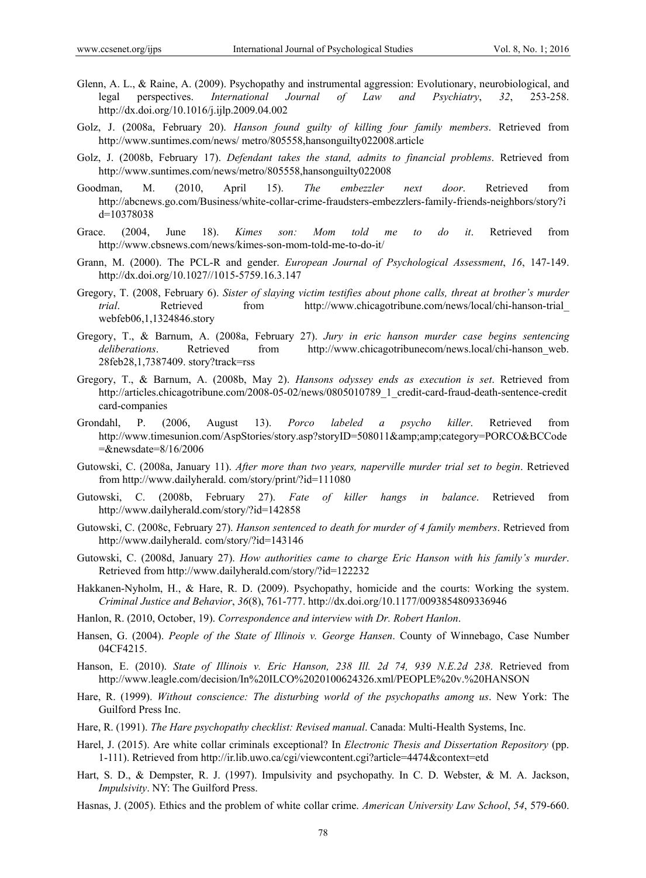Glenn, A. L., & Raine, A. (2009). Psychopathy and instrumental aggression: Evolutionary, neurobiological, and legal perspectives. *International Journal of Law and Psychiatry*, *32*, 253-258. http://dx.doi.org/10.1016/j.ijlp.2009.04.002

Golz, J. (2008a, February 20). *Hanson found guilty of killing four family members*. Retrieved from http://www.suntimes.com/news/ metro/805558,hansonguilty022008.article

Golz, J. (2008b, February 17). *Defendant takes the stand, admits to financial problems*. Retrieved from http://www.suntimes.com/news/metro/805558,hansonguilty022008

Goodman, M. (2010, April 15). *The embezzler next door*. Retrieved from http://abcnews.go.com/Business/white-collar-crime-fraudsters-embezzlers-family-friends-neighbors/story?id=10378038

Grace. (2004, June 18). *Kimes son: Mom told me to do it*. Retrieved from http://www.cbsnews.com/news/kimes-son-mom-told-me-to-do-it/

Grann, M. (2000). The PCL-R and gender. *European Journal of Psychological Assessment*, *16*, 147-149. http://dx.doi.org/10.1027//1015-5759.16.3.147

Gregory, T. (2008, February 6). *Sister of slaying victim testifies about phone calls, threat at brother's murder trial*. Retrieved from http://www.chicagotribune.com/news/local/chi-hanson-trial_webfeb06,1,1324846.story

Gregory, T., & Barnum, A. (2008a, February 27). *Jury in eric hanson murder case begins sentencing deliberations*. Retrieved from http://www.chicagotribunecom/news.local/chi-hanson_web.28feb28,1,7387409. story?track=rss

Gregory, T., & Barnum, A. (2008b, May 2). *Hansons odyssey ends as execution is set*. Retrieved from http://articles.chicagotribune.com/2008-05-02/news/0805010789_1_credit-card-fraud-death-sentence-credit card-companies

Grondahl, P. (2006, August 13). *Porco labeled a psycho killer*. Retrieved from http://www.timesunion.com/AspStories/story.asp?storyID=508011&amp;amp;category=PORCO&BCCode=&newsdate=8/16/2006

Gutowski, C. (2008a, January 11). *After more than two years, naperville murder trial set to begin*. Retrieved from http://www.dailyherald. com/story/print/?id=111080

Gutowski, C. (2008b, February 27). *Fate of killer hangs in balance*. Retrieved from http://www.dailyherald.com/story/?id=142858

Gutowski, C. (2008c, February 27). *Hanson sentenced to death for murder of 4 family members*. Retrieved from http://www.dailyherald. com/story/?id=143146

Gutowski, C. (2008d, January 27). *How authorities came to charge Eric Hanson with his family's murder*. Retrieved from http://www.dailyherald.com/story/?id=122232

Hakkanen-Nyholm, H., & Hare, R. D. (2009). Psychopathy, homicide and the courts: Working the system. *Criminal Justice and Behavior*, *36*(8), 761-777. http://dx.doi.org/10.1177/0093854809336946

Hanlon, R. (2010, October, 19). *Correspondence and interview with Dr. Robert Hanlon*.

Hansen, G. (2004). *People of the State of Illinois v. George Hansen*. County of Winnebago, Case Number 04CF4215.

Hanson, E. (2010). *State of Illinois v. Eric Hanson, 238 Ill. 2d 74, 939 N.E.2d 238*. Retrieved from http://www.leagle.com/decision/In%20ILCO%2020100624326.xml/PEOPLE%20v.%20HANSON

Hare, R. (1999). *Without conscience: The disturbing world of the psychopaths among us*. New York: The Guilford Press Inc.

Hare, R. (1991). *The Hare psychopathy checklist: Revised manual*. Canada: Multi-Health Systems, Inc.

Harel, J. (2015). Are white collar criminals exceptional? In *Electronic Thesis and Dissertation Repository* (pp. 1-111). Retrieved from http://ir.lib.uwo.ca/cgi/viewcontent.cgi?article=4474&context=etd

Hart, S. D., & Dempster, R. J. (1997). Impulsivity and psychopathy. In C. D. Webster, & M. A. Jackson, *Impulsivity*. NY: The Guilford Press.

Hasnas, J. (2005). Ethics and the problem of white collar crime. *American University Law School*, *54*, 579-660.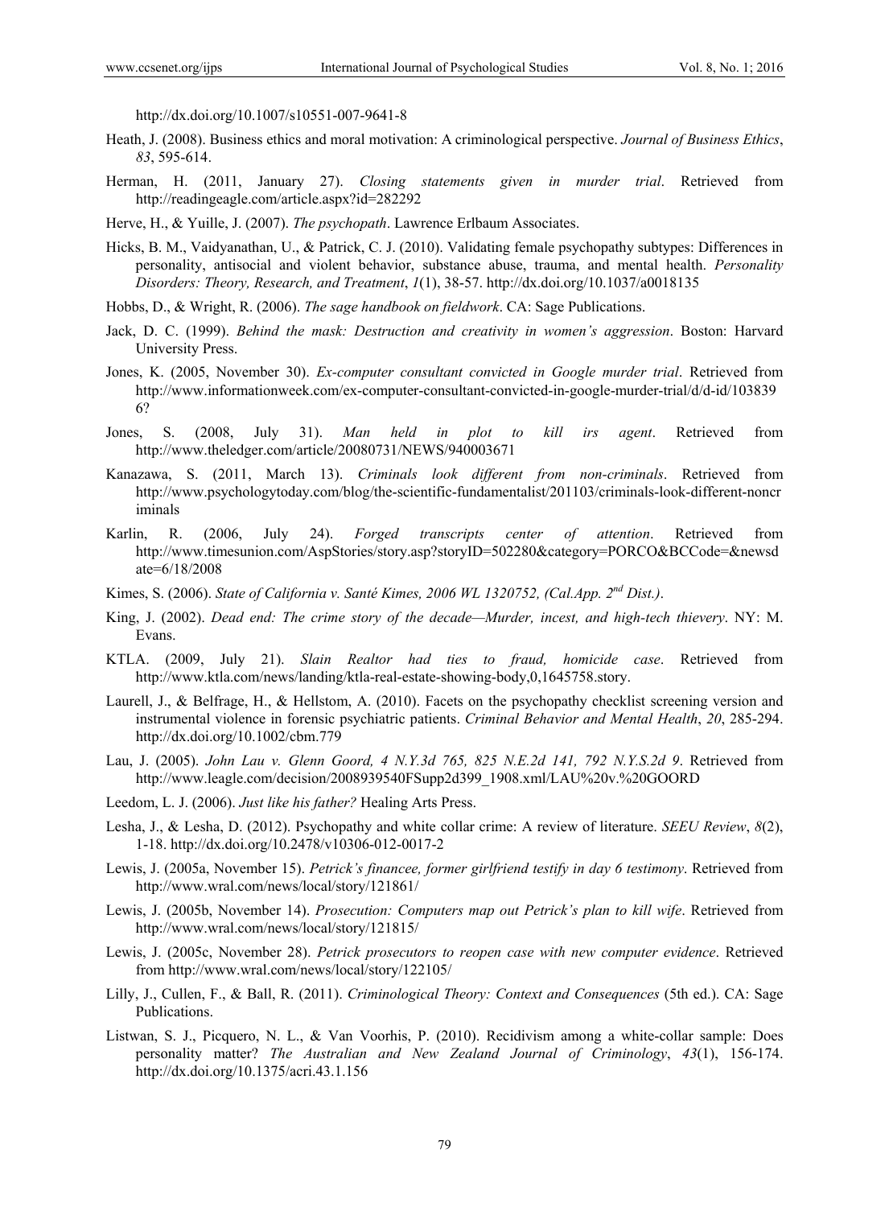http://dx.doi.org/10.1007/s10551-007-9641-8

Heath, J. (2008). Business ethics and moral motivation: A criminological perspective. *Journal of Business Ethics*, *83*, 595-614.

Herman, H. (2011, January 27). *Closing statements given in murder trial*. Retrieved from http://readingeagle.com/article.aspx?id=282292

Herve, H., & Yuille, J. (2007). *The psychopath*. Lawrence Erlbaum Associates.

Hicks, B. M., Vaidyanathan, U., & Patrick, C. J. (2010). Validating female psychopathy subtypes: Differences in personality, antisocial and violent behavior, substance abuse, trauma, and mental health. *Personality Disorders: Theory, Research, and Treatment*, *1*(1), 38-57. http://dx.doi.org/10.1037/a0018135

Hobbs, D., & Wright, R. (2006). *The sage handbook on fieldwork*. CA: Sage Publications.

Jack, D. C. (1999). *Behind the mask: Destruction and creativity in women's aggression*. Boston: Harvard University Press.

Jones, K. (2005, November 30). *Ex-computer consultant convicted in Google murder trial*. Retrieved from http://www.informationweek.com/ex-computer-consultant-convicted-in-google-murder-trial/d/d-id/1038396?

Jones, S. (2008, July 31). *Man held in plot to kill irs agent*. Retrieved from http://www.theledger.com/article/20080731/NEWS/940003671

Kanazawa, S. (2011, March 13). *Criminals look different from non-criminals*. Retrieved from http://www.psychologytoday.com/blog/the-scientific-fundamentalist/201103/criminals-look-different-noncriminals

Karlin, R. (2006, July 24). *Forged transcripts center of attention*. Retrieved from http://www.timesunion.com/AspStories/story.asp?storyID=502280&category=PORCO&BCCode=&newsdate=6/18/2008

Kimes, S. (2006). *State of California v. Santé Kimes, 2006 WL 1320752, (Cal.App. 2nd Dist.)*.

King, J. (2002). *Dead end: The crime story of the decade—Murder, incest, and high-tech thievery*. NY: M. Evans.

KTLA. (2009, July 21). *Slain Realtor had ties to fraud, homicide case*. Retrieved from http://www.ktla.com/news/landing/ktla-real-estate-showing-body,0,1645758.story.

Laurell, J., & Belfrage, H., & Hellstom, A. (2010). Facets on the psychopathy checklist screening version and instrumental violence in forensic psychiatric patients. *Criminal Behavior and Mental Health*, *20*, 285-294. http://dx.doi.org/10.1002/cbm.779

Lau, J. (2005). *John Lau v. Glenn Goord, 4 N.Y.3d 765, 825 N.E.2d 141, 792 N.Y.S.2d 9*. Retrieved from http://www.leagle.com/decision/2008939540FSupp2d399_1908.xml/LAU%20v.%20GOORD

Leedom, L. J. (2006). *Just like his father?* Healing Arts Press.

Lesha, J., & Lesha, D. (2012). Psychopathy and white collar crime: A review of literature. *SEEU Review*, *8*(2), 1-18. http://dx.doi.org/10.2478/v10306-012-0017-2

Lewis, J. (2005a, November 15). *Petrick's financee, former girlfriend testify in day 6 testimony*. Retrieved from http://www.wral.com/news/local/story/121861/

Lewis, J. (2005b, November 14). *Prosecution: Computers map out Petrick's plan to kill wife*. Retrieved from http://www.wral.com/news/local/story/121815/

Lewis, J. (2005c, November 28). *Petrick prosecutors to reopen case with new computer evidence*. Retrieved from http://www.wral.com/news/local/story/122105/

Lilly, J., Cullen, F., & Ball, R. (2011). *Criminological Theory: Context and Consequences* (5th ed.). CA: Sage Publications.

Listwan, S. J., Picquero, N. L., & Van Voorhis, P. (2010). Recidivism among a white-collar sample: Does personality matter? *The Australian and New Zealand Journal of Criminology*, *43*(1), 156-174. http://dx.doi.org/10.1375/acri.43.1.156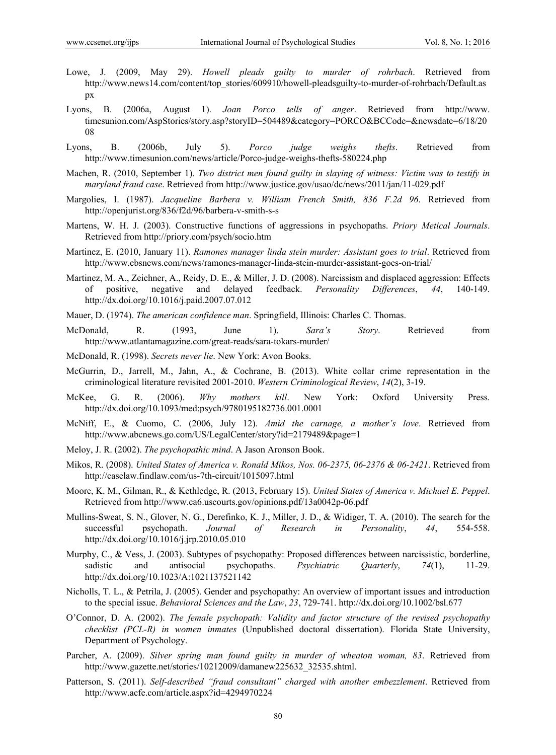Lowe, J. (2009, May 29). *Howell pleads guilty to murder of rohrbach*. Retrieved from http://www.news14.com/content/top_stories/609910/howell-pleadsguilty-to-murder-of-rohrbach/Default.aspx

Lyons, B. (2006a, August 1). *Joan Porco tells of anger*. Retrieved from http://www.timesunion.com/AspStories/story.asp?storyID=504489&category=PORCO&BCCode=&newsdate=6/18/2008

Lyons, B. (2006b, July 5). *Porco judge weighs thefts*. Retrieved from http://www.timesunion.com/news/article/Porco-judge-weighs-thefts-580224.php

Machen, R. (2010, September 1). *Two district men found guilty in slaying of witness: Victim was to testify in maryland fraud case*. Retrieved from http://www.justice.gov/usao/dc/news/2011/jan/11-029.pdf

Margolies, I. (1987). *Jacqueline Barbera v. William French Smith, 836 F.2d 96*. Retrieved from http://openjurist.org/836/f2d/96/barbera-v-smith-s-s

Martens, W. H. J. (2003). Constructive functions of aggressions in psychopaths. *Priory Metical Journals*. Retrieved from http://priory.com/psych/socio.htm

Martinez, E. (2010, January 11). *Ramones manager linda stein murder: Assistant goes to trial*. Retrieved from http://www.cbsnews.com/news/ramones-manager-linda-stein-murder-assistant-goes-on-trial/

Martinez, M. A., Zeichner, A., Reidy, D. E., & Miller, J. D. (2008). Narcissism and displaced aggression: Effects of positive, negative and delayed feedback. *Personality Differences*, *44*, 140-149. http://dx.doi.org/10.1016/j.paid.2007.07.012

Mauer, D. (1974). *The american confidence man*. Springfield, Illinois: Charles C. Thomas.

McDonald, R. (1993, June 1). *Sara's Story*. Retrieved from http://www.atlantamagazine.com/great-reads/sara-tokars-murder/

McDonald, R. (1998). *Secrets never lie*. New York: Avon Books.

McGurrin, D., Jarrell, M., Jahn, A., & Cochrane, B. (2013). White collar crime representation in the criminological literature revisited 2001-2010. *Western Criminological Review*, *14*(2), 3-19.

McKee, G. R. (2006). *Why mothers kill*. New York: Oxford University Press. http://dx.doi.org/10.1093/med:psych/9780195182736.001.0001

McNiff, E., & Cuomo, C. (2006, July 12). *Amid the carnage, a mother's love*. Retrieved from http://www.abcnews.go.com/US/LegalCenter/story?id=2179489&page=1

Meloy, J. R. (2002). *The psychopathic mind*. A Jason Aronson Book.

Mikos, R. (2008). *United States of America v. Ronald Mikos, Nos. 06-2375, 06-2376 & 06-2421*. Retrieved from http://caselaw.findlaw.com/us-7th-circuit/1015097.html

Moore, K. M., Gilman, R., & Kethledge, R. (2013, February 15). *United States of America v. Michael E. Peppel*. Retrieved from http://www.ca6.uscourts.gov/opinions.pdf/13a0042p-06.pdf

Mullins-Sweat, S. N., Glover, N. G., Derefinko, K. J., Miller, J. D., & Widiger, T. A. (2010). The search for the successful psychopath. *Journal of Research in Personality*, *44*, 554-558. http://dx.doi.org/10.1016/j.jrp.2010.05.010

Murphy, C., & Vess, J. (2003). Subtypes of psychopathy: Proposed differences between narcissistic, borderline, sadistic and antisocial psychopaths. *Psychiatric Quarterly*, *74*(1), 11-29. http://dx.doi.org/10.1023/A:1021137521142

Nicholls, T. L., & Petrila, J. (2005). Gender and psychopathy: An overview of important issues and introduction to the special issue. *Behavioral Sciences and the Law*, *23*, 729-741. http://dx.doi.org/10.1002/bsl.677

O'Connor, D. A. (2002). *The female psychopath: Validity and factor structure of the revised psychopathy checklist (PCL-R) in women inmates* (Unpublished doctoral dissertation). Florida State University, Department of Psychology.

Parcher, A. (2009). *Silver spring man found guilty in murder of wheaton woman, 83*. Retrieved from http://www.gazette.net/stories/10212009/damanew225632_32535.shtml.

Patterson, S. (2011). *Self-described "fraud consultant" charged with another embezzlement*. Retrieved from http://www.acfe.com/article.aspx?id=4294970224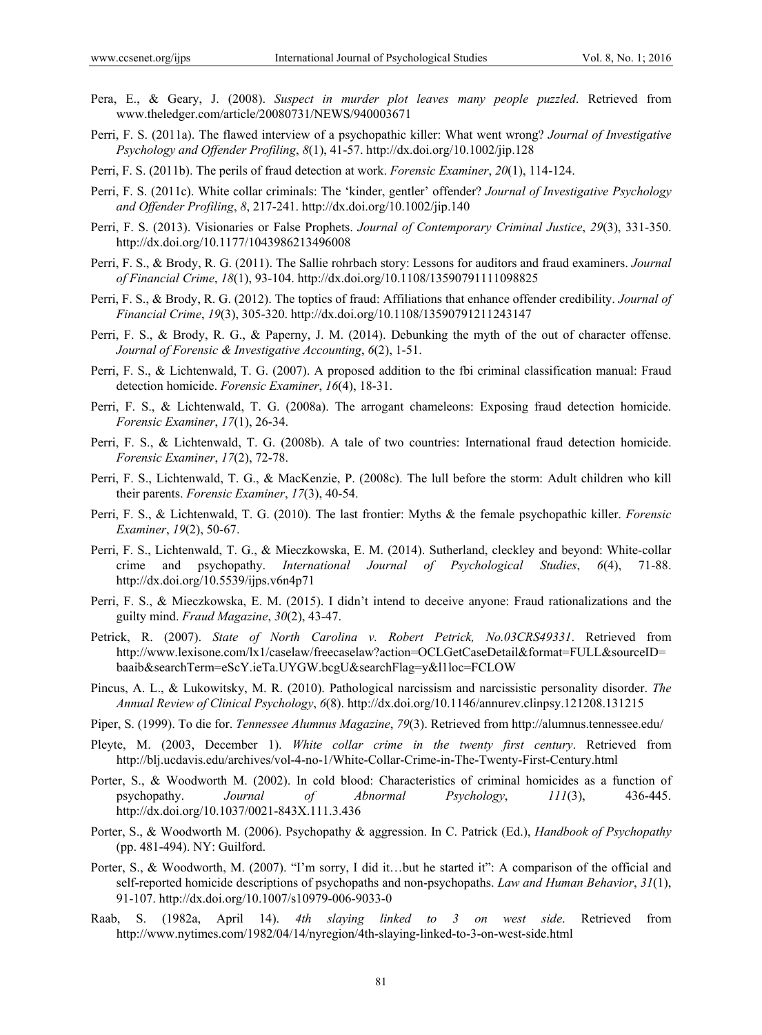Pera, E., & Geary, J. (2008). *Suspect in murder plot leaves many people puzzled*. Retrieved from www.theledger.com/article/20080731/NEWS/940003671

Perri, F. S. (2011a). The flawed interview of a psychopathic killer: What went wrong? *Journal of Investigative Psychology and Offender Profiling*, *8*(1), 41-57. http://dx.doi.org/10.1002/jip.128

Perri, F. S. (2011b). The perils of fraud detection at work. *Forensic Examiner*, *20*(1), 114-124.

Perri, F. S. (2011c). White collar criminals: The 'kinder, gentler' offender? *Journal of Investigative Psychology and Offender Profiling*, *8*, 217-241. http://dx.doi.org/10.1002/jip.140

Perri, F. S. (2013). Visionaries or False Prophets. *Journal of Contemporary Criminal Justice*, *29*(3), 331-350. http://dx.doi.org/10.1177/1043986213496008

Perri, F. S., & Brody, R. G. (2011). The Sallie rohrbach story: Lessons for auditors and fraud examiners. *Journal of Financial Crime*, *18*(1), 93-104. http://dx.doi.org/10.1108/13590791111098825

Perri, F. S., & Brody, R. G. (2012). The toptics of fraud: Affiliations that enhance offender credibility. *Journal of Financial Crime*, *19*(3), 305-320. http://dx.doi.org/10.1108/13590791211243147

Perri, F. S., & Brody, R. G., & Paperny, J. M. (2014). Debunking the myth of the out of character offense. *Journal of Forensic & Investigative Accounting*, *6*(2), 1-51.

Perri, F. S., & Lichtenwald, T. G. (2007). A proposed addition to the fbi criminal classification manual: Fraud detection homicide. *Forensic Examiner*, *16*(4), 18-31.

Perri, F. S., & Lichtenwald, T. G. (2008a). The arrogant chameleons: Exposing fraud detection homicide. *Forensic Examiner*, *17*(1), 26-34.

Perri, F. S., & Lichtenwald, T. G. (2008b). A tale of two countries: International fraud detection homicide. *Forensic Examiner*, *17*(2), 72-78.

Perri, F. S., Lichtenwald, T. G., & MacKenzie, P. (2008c). The lull before the storm: Adult children who kill their parents. *Forensic Examiner*, *17*(3), 40-54.

Perri, F. S., & Lichtenwald, T. G. (2010). The last frontier: Myths & the female psychopathic killer. *Forensic Examiner*, *19*(2), 50-67.

Perri, F. S., Lichtenwald, T. G., & Mieczkowska, E. M. (2014). Sutherland, cleckley and beyond: White-collar crime and psychopathy. *International Journal of Psychological Studies*, *6*(4), 71-88. http://dx.doi.org/10.5539/ijps.v6n4p71

Perri, F. S., & Mieczkowska, E. M. (2015). I didn't intend to deceive anyone: Fraud rationalizations and the guilty mind. *Fraud Magazine*, *30*(2), 43-47.

Petrick, R. (2007). *State of North Carolina v. Robert Petrick, No.03CRS49331*. Retrieved from http://www.lexisone.com/lx1/caselaw/freecaselaw?action=OCLGetCaseDetail&format=FULL&sourceID=baaib&searchTerm=eScY.ieTa.UYGW.bcgU&searchFlag=y&l1loc=FCLOW

Pincus, A. L., & Lukowitsky, M. R. (2010). Pathological narcissism and narcissistic personality disorder. *The Annual Review of Clinical Psychology*, *6*(8). http://dx.doi.org/10.1146/annurev.clinpsy.121208.131215

Piper, S. (1999). To die for. *Tennessee Alumnus Magazine*, *79*(3). Retrieved from http://alumnus.tennessee.edu/

Pleyte, M. (2003, December 1). *White collar crime in the twenty first century*. Retrieved from http://blj.ucdavis.edu/archives/vol-4-no-1/White-Collar-Crime-in-The-Twenty-First-Century.html

Porter, S., & Woodworth M. (2002). In cold blood: Characteristics of criminal homicides as a function of psychopathy. *Journal of Abnormal Psychology*, *111*(3), 436-445. http://dx.doi.org/10.1037/0021-843X.111.3.436

Porter, S., & Woodworth M. (2006). Psychopathy & aggression. In C. Patrick (Ed.), *Handbook of Psychopathy* (pp. 481-494). NY: Guilford.

Porter, S., & Woodworth, M. (2007). "I'm sorry, I did it…but he started it": A comparison of the official and self-reported homicide descriptions of psychopaths and non-psychopaths. *Law and Human Behavior*, *31*(1), 91-107. http://dx.doi.org/10.1007/s10979-006-9033-0

Raab, S. (1982a, April 14). *4th slaying linked to 3 on west side*. Retrieved from http://www.nytimes.com/1982/04/14/nyregion/4th-slaying-linked-to-3-on-west-side.html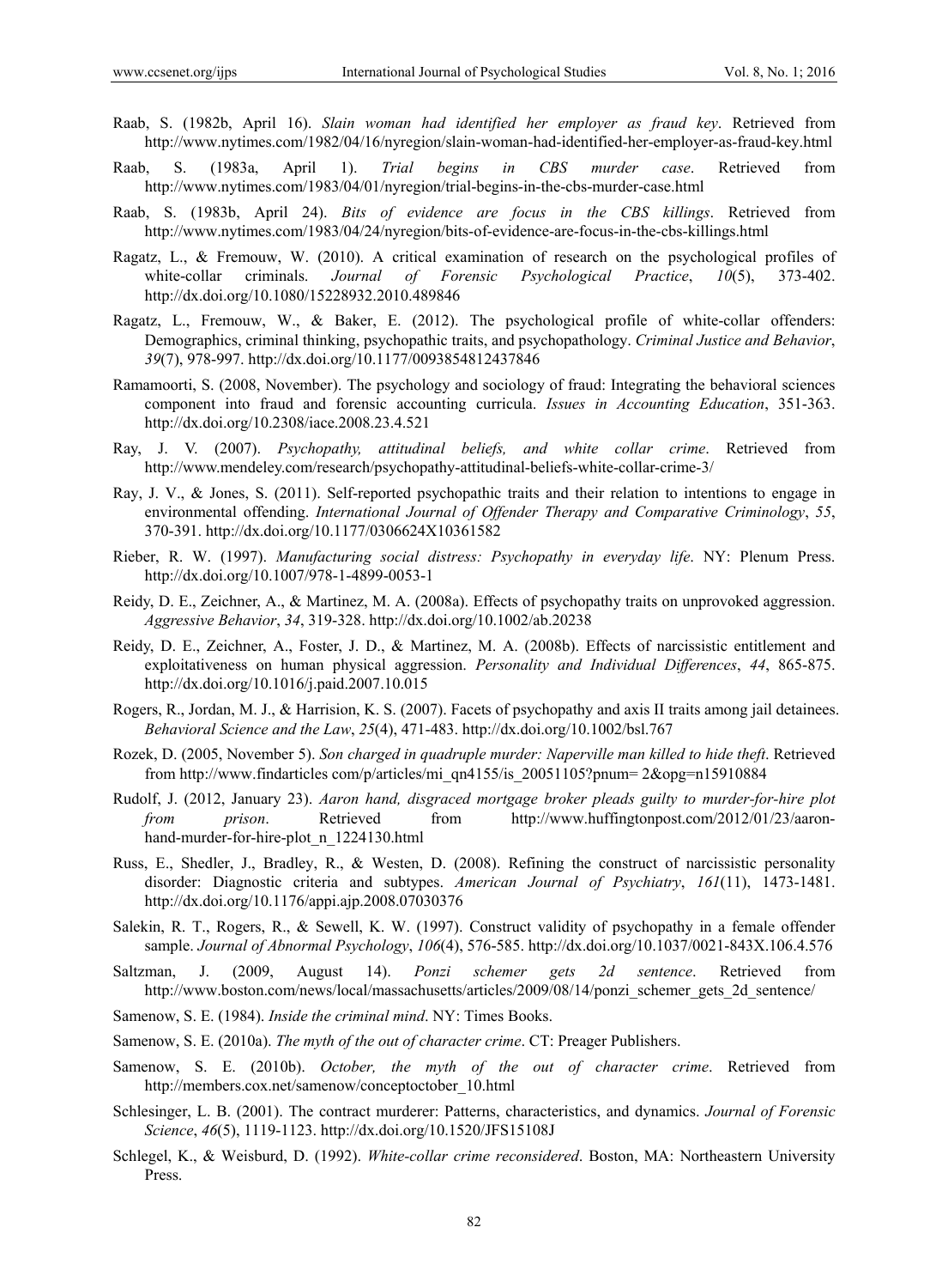Raab, S. (1982b, April 16). *Slain woman had identified her employer as fraud key*. Retrieved from http://www.nytimes.com/1982/04/16/nyregion/slain-woman-had-identified-her-employer-as-fraud-key.html

Raab, S. (1983a, April 1). *Trial begins in CBS murder case*. Retrieved from http://www.nytimes.com/1983/04/01/nyregion/trial-begins-in-the-cbs-murder-case.html

Raab, S. (1983b, April 24). *Bits of evidence are focus in the CBS killings*. Retrieved from http://www.nytimes.com/1983/04/24/nyregion/bits-of-evidence-are-focus-in-the-cbs-killings.html

Ragatz, L., & Fremouw, W. (2010). A critical examination of research on the psychological profiles of white-collar criminals. *Journal of Forensic Psychological Practice*, *10*(5), 373-402. http://dx.doi.org/10.1080/15228932.2010.489846

Ragatz, L., Fremouw, W., & Baker, E. (2012). The psychological profile of white-collar offenders: Demographics, criminal thinking, psychopathic traits, and psychopathology. *Criminal Justice and Behavior*, *39*(7), 978-997. http://dx.doi.org/10.1177/0093854812437846

Ramamoorti, S. (2008, November). The psychology and sociology of fraud: Integrating the behavioral sciences component into fraud and forensic accounting curricula. *Issues in Accounting Education*, 351-363. http://dx.doi.org/10.2308/iace.2008.23.4.521

Ray, J. V. (2007). *Psychopathy, attitudinal beliefs, and white collar crime*. Retrieved from http://www.mendeley.com/research/psychopathy-attitudinal-beliefs-white-collar-crime-3/

Ray, J. V., & Jones, S. (2011). Self-reported psychopathic traits and their relation to intentions to engage in environmental offending. *International Journal of Offender Therapy and Comparative Criminology*, *55*, 370-391. http://dx.doi.org/10.1177/0306624X10361582

Rieber, R. W. (1997). *Manufacturing social distress: Psychopathy in everyday life*. NY: Plenum Press. http://dx.doi.org/10.1007/978-1-4899-0053-1

Reidy, D. E., Zeichner, A., & Martinez, M. A. (2008a). Effects of psychopathy traits on unprovoked aggression. *Aggressive Behavior*, *34*, 319-328. http://dx.doi.org/10.1002/ab.20238

Reidy, D. E., Zeichner, A., Foster, J. D., & Martinez, M. A. (2008b). Effects of narcissistic entitlement and exploitativeness on human physical aggression. *Personality and Individual Differences*, *44*, 865-875. http://dx.doi.org/10.1016/j.paid.2007.10.015

Rogers, R., Jordan, M. J., & Harrision, K. S. (2007). Facets of psychopathy and axis II traits among jail detainees. *Behavioral Science and the Law*, *25*(4), 471-483. http://dx.doi.org/10.1002/bsl.767

Rozek, D. (2005, November 5). *Son charged in quadruple murder: Naperville man killed to hide theft*. Retrieved from http://www.findarticles com/p/articles/mi_qn4155/is_20051105?pnum= 2&opg=n15910884

Rudolf, J. (2012, January 23). *Aaron hand, disgraced mortgage broker pleads guilty to murder-for-hire plot from prison*. Retrieved from http://www.huffingtonpost.com/2012/01/23/aaron-hand-murder-for-hire-plot_n_1224130.html

Russ, E., Shedler, J., Bradley, R., & Westen, D. (2008). Refining the construct of narcissistic personality disorder: Diagnostic criteria and subtypes. *American Journal of Psychiatry*, *161*(11), 1473-1481. http://dx.doi.org/10.1176/appi.ajp.2008.07030376

Salekin, R. T., Rogers, R., & Sewell, K. W. (1997). Construct validity of psychopathy in a female offender sample. *Journal of Abnormal Psychology*, *106*(4), 576-585. http://dx.doi.org/10.1037/0021-843X.106.4.576

Saltzman, J. (2009, August 14). *Ponzi schemer gets 2d sentence*. Retrieved from http://www.boston.com/news/local/massachusetts/articles/2009/08/14/ponzi_schemer_gets_2d_sentence/

Samenow, S. E. (1984). *Inside the criminal mind*. NY: Times Books.

Samenow, S. E. (2010a). *The myth of the out of character crime*. CT: Preager Publishers.

Samenow, S. E. (2010b). *October, the myth of the out of character crime*. Retrieved from http://members.cox.net/samenow/conceptoctober_10.html

Schlesinger, L. B. (2001). The contract murderer: Patterns, characteristics, and dynamics. *Journal of Forensic Science*, *46*(5), 1119-1123. http://dx.doi.org/10.1520/JFS15108J

Schlegel, K., & Weisburd, D. (1992). *White-collar crime reconsidered*. Boston, MA: Northeastern University Press.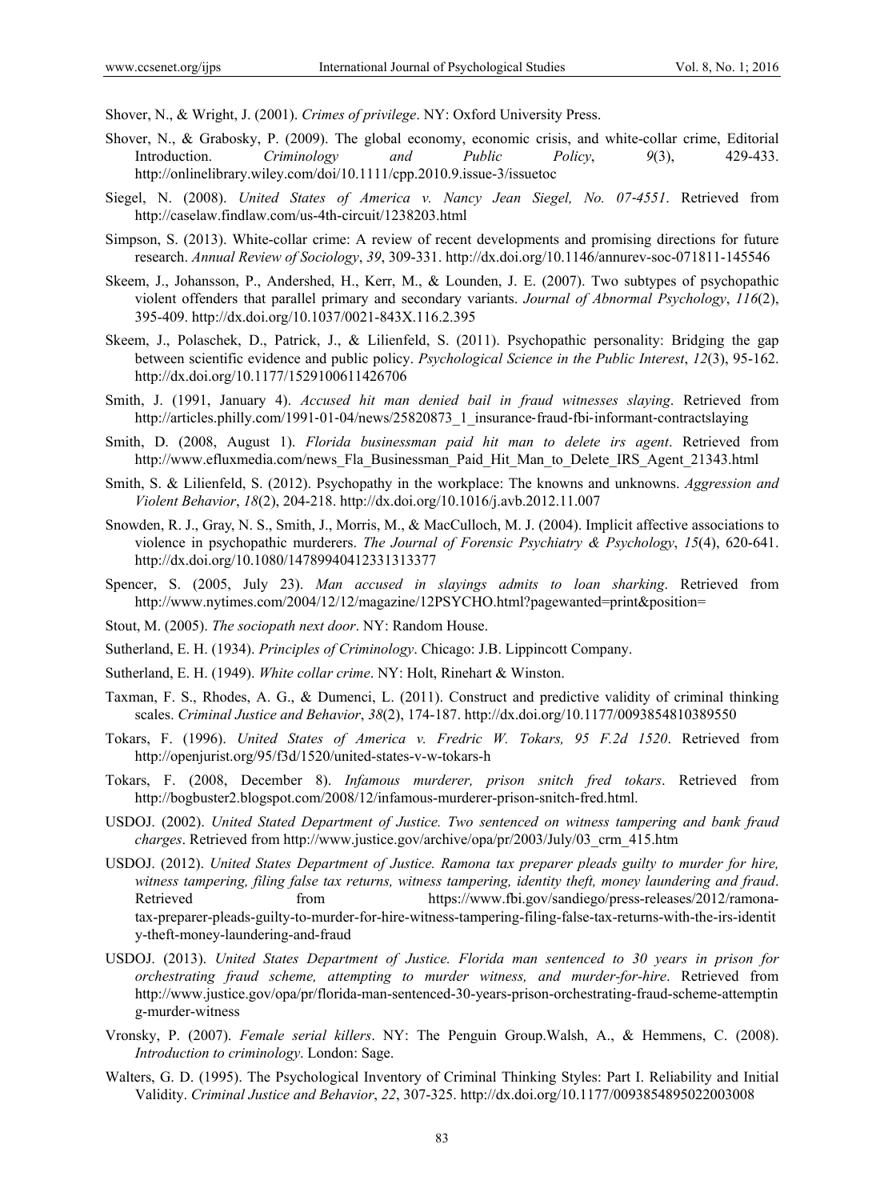Shover, N., & Wright, J. (2001). *Crimes of privilege*. NY: Oxford University Press.

Shover, N., & Grabosky, P. (2009). The global economy, economic crisis, and white-collar crime, Editorial Introduction. *Criminology and Public Policy*, *9*(3), 429-433. http://onlinelibrary.wiley.com/doi/10.1111/cpp.2010.9.issue-3/issuetoc

Siegel, N. (2008). *United States of America v. Nancy Jean Siegel, No. 07-4551*. Retrieved from http://caselaw.findlaw.com/us-4th-circuit/1238203.html

Simpson, S. (2013). White-collar crime: A review of recent developments and promising directions for future research. *Annual Review of Sociology*, *39*, 309-331. http://dx.doi.org/10.1146/annurev-soc-071811-145546

Skeem, J., Johansson, P., Andershed, H., Kerr, M., & Lounden, J. E. (2007). Two subtypes of psychopathic violent offenders that parallel primary and secondary variants. *Journal of Abnormal Psychology*, *116*(2), 395-409. http://dx.doi.org/10.1037/0021-843X.116.2.395

Skeem, J., Polaschek, D., Patrick, J., & Lilienfeld, S. (2011). Psychopathic personality: Bridging the gap between scientific evidence and public policy. *Psychological Science in the Public Interest*, *12*(3), 95-162. http://dx.doi.org/10.1177/1529100611426706

Smith, J. (1991, January 4). *Accused hit man denied bail in fraud witnesses slaying*. Retrieved from http://articles.philly.com/1991-01-04/news/25820873_1_insurance-fraud-fbi-informant-contractslaying

Smith, D. (2008, August 1). *Florida businessman paid hit man to delete irs agent*. Retrieved from http://www.efluxmedia.com/news_Fla_Businessman_Paid_Hit_Man_to_Delete_IRS_Agent_21343.html

Smith, S. & Lilienfeld, S. (2012). Psychopathy in the workplace: The knowns and unknowns. *Aggression and Violent Behavior*, *18*(2), 204-218. http://dx.doi.org/10.1016/j.avb.2012.11.007

Snowden, R. J., Gray, N. S., Smith, J., Morris, M., & MacCulloch, M. J. (2004). Implicit affective associations to violence in psychopathic murderers. *The Journal of Forensic Psychiatry & Psychology*, *15*(4), 620-641. http://dx.doi.org/10.1080/14789940412331313377

Spencer, S. (2005, July 23). *Man accused in slayings admits to loan sharking*. Retrieved from http://www.nytimes.com/2004/12/12/magazine/12PSYCHO.html?pagewanted=print&position=

Stout, M. (2005). *The sociopath next door*. NY: Random House.

Sutherland, E. H. (1934). *Principles of Criminology*. Chicago: J.B. Lippincott Company.

Sutherland, E. H. (1949). *White collar crime*. NY: Holt, Rinehart & Winston.

Taxman, F. S., Rhodes, A. G., & Dumenci, L. (2011). Construct and predictive validity of criminal thinking scales. *Criminal Justice and Behavior*, *38*(2), 174-187. http://dx.doi.org/10.1177/0093854810389550

Tokars, F. (1996). *United States of America v. Fredric W. Tokars, 95 F.2d 1520*. Retrieved from http://openjurist.org/95/f3d/1520/united-states-v-w-tokars-h

Tokars, F. (2008, December 8). *Infamous murderer, prison snitch fred tokars*. Retrieved from http://bogbuster2.blogspot.com/2008/12/infamous-murderer-prison-snitch-fred.html.

USDOJ. (2002). *United Stated Department of Justice. Two sentenced on witness tampering and bank fraud charges*. Retrieved from http://www.justice.gov/archive/opa/pr/2003/July/03_crm_415.htm

USDOJ. (2012). *United States Department of Justice. Ramona tax preparer pleads guilty to murder for hire, witness tampering, filing false tax returns, witness tampering, identity theft, money laundering and fraud*. Retrieved from https://www.fbi.gov/sandiego/press-releases/2012/ramona-tax-preparer-pleads-guilty-to-murder-for-hire-witness-tampering-filing-false-tax-returns-with-the-irs-identity-theft-money-laundering-and-fraud

USDOJ. (2013). *United States Department of Justice. Florida man sentenced to 30 years in prison for orchestrating fraud scheme, attempting to murder witness, and murder-for-hire*. Retrieved from http://www.justice.gov/opa/pr/florida-man-sentenced-30-years-prison-orchestrating-fraud-scheme-attempting-murder-witness

Vronsky, P. (2007). *Female serial killers*. NY: The Penguin Group.Walsh, A., & Hemmens, C. (2008). *Introduction to criminology*. London: Sage.

Walters, G. D. (1995). The Psychological Inventory of Criminal Thinking Styles: Part I. Reliability and Initial Validity. *Criminal Justice and Behavior*, *22*, 307-325. http://dx.doi.org/10.1177/0093854895022003008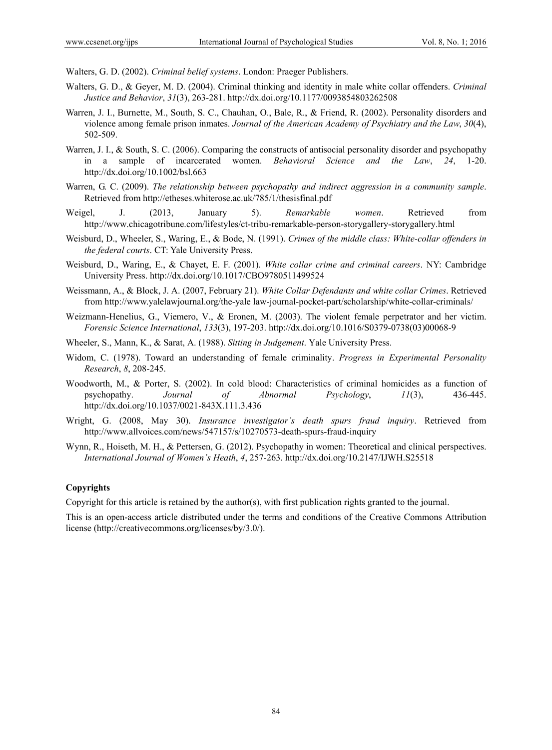Walters, G. D. (2002). *Criminal belief systems*. London: Praeger Publishers.

Walters, G. D., & Geyer, M. D. (2004). Criminal thinking and identity in male white collar offenders. *Criminal Justice and Behavior*, *31*(3), 263-281. http://dx.doi.org/10.1177/0093854803262508

Warren, J. I., Burnette, M., South, S. C., Chauhan, O., Bale, R., & Friend, R. (2002). Personality disorders and violence among female prison inmates. *Journal of the American Academy of Psychiatry and the Law*, *30*(4), 502-509.

Warren, J. I., & South, S. C. (2006). Comparing the constructs of antisocial personality disorder and psychopathy in a sample of incarcerated women. *Behavioral Science and the Law*, *24*, 1-20. http://dx.doi.org/10.1002/bsl.663

Warren, G. C. (2009). *The relationship between psychopathy and indirect aggression in a community sample*. Retrieved from http://etheses.whiterose.ac.uk/785/1/thesisfinal.pdf

Weigel, J. (2013, January 5). *Remarkable women*. Retrieved from http://www.chicagotribune.com/lifestyles/ct-tribu-remarkable-person-storygallery-storygallery.html

Weisburd, D., Wheeler, S., Waring, E., & Bode, N. (1991). *Crimes of the middle class: White-collar offenders in the federal courts*. CT: Yale University Press.

Weisburd, D., Waring, E., & Chayet, E. F. (2001). *White collar crime and criminal careers*. NY: Cambridge University Press. http://dx.doi.org/10.1017/CBO9780511499524

Weissmann, A., & Block, J. A. (2007, February 21). *White Collar Defendants and white collar Crimes*. Retrieved from http://www.yalelawjournal.org/the-yale law-journal-pocket-part/scholarship/white-collar-criminals/

Weizmann-Henelius, G., Viemero, V., & Eronen, M. (2003). The violent female perpetrator and her victim. *Forensic Science International*, *133*(3), 197-203. http://dx.doi.org/10.1016/S0379-0738(03)00068-9

Wheeler, S., Mann, K., & Sarat, A. (1988). *Sitting in Judgement*. Yale University Press.

Widom, C. (1978). Toward an understanding of female criminality. *Progress in Experimental Personality Research*, *8*, 208-245.

Woodworth, M., & Porter, S. (2002). In cold blood: Characteristics of criminal homicides as a function of psychopathy. *Journal of Abnormal Psychology*, *11*(3), 436-445. http://dx.doi.org/10.1037/0021-843X.111.3.436

Wright, G. (2008, May 30). *Insurance investigator's death spurs fraud inquiry*. Retrieved from http://www.allvoices.com/news/547157/s/10270573-death-spurs-fraud-inquiry

Wynn, R., Hoiseth, M. H., & Pettersen, G. (2012). Psychopathy in women: Theoretical and clinical perspectives. *International Journal of Women's Heath*, *4*, 257-263. http://dx.doi.org/10.2147/IJWH.S25518

## Copyrights

Copyright for this article is retained by the author(s), with first publication rights granted to the journal.

This is an open-access article distributed under the terms and conditions of the Creative Commons Attribution license (http://creativecommons.org/licenses/by/3.0/).